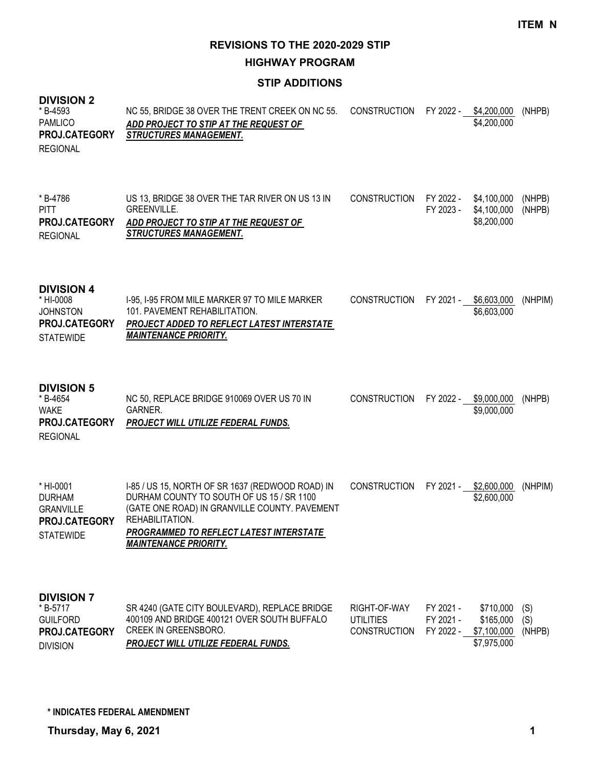**ITEM N**

# REVISIONS TO THE 2020-2029 STIP

## HIGHWAY PROGRAM

### STIP ADDITIONS

**DIVISION 2**

| Project | Description | Phase | FY | Amount | Fund |
|---|---|---|---|---|---|
| * B-4593<br>PAMLICO<br>**PROJ.CATEGORY**<br>REGIONAL | NC 55, BRIDGE 38 OVER THE TRENT CREEK ON NC 55.<br>***ADD PROJECT TO STIP AT THE REQUEST OF STRUCTURES MANAGEMENT.*** | CONSTRUCTION | FY 2022 - | $4,200,000 | (NHPB) |
| | | | | $4,200,000 | |
| * B-4786<br>PITT<br>**PROJ.CATEGORY**<br>REGIONAL | US 13, BRIDGE 38 OVER THE TAR RIVER ON US 13 IN GREENVILLE.<br>***ADD PROJECT TO STIP AT THE REQUEST OF STRUCTURES MANAGEMENT.*** | CONSTRUCTION | FY 2022 - | $4,100,000 | (NHPB) |
| | | | FY 2023 - | $4,100,000 | (NHPB) |
| | | | | $8,200,000 | |

**DIVISION 4**

| Project | Description | Phase | FY | Amount | Fund |
|---|---|---|---|---|---|
| * HI-0008<br>JOHNSTON<br>**PROJ.CATEGORY**<br>STATEWIDE | I-95, I-95 FROM MILE MARKER 97 TO MILE MARKER 101. PAVEMENT REHABILITATION.<br>***PROJECT ADDED TO REFLECT LATEST INTERSTATE MAINTENANCE PRIORITY.*** | CONSTRUCTION | FY 2021 - | $6,603,000 | (NHPIM) |
| | | | | $6,603,000 | |

**DIVISION 5**

| Project | Description | Phase | FY | Amount | Fund |
|---|---|---|---|---|---|
| * B-4654<br>WAKE<br>**PROJ.CATEGORY**<br>REGIONAL | NC 50, REPLACE BRIDGE 910069 OVER US 70 IN GARNER.<br>***PROJECT WILL UTILIZE FEDERAL FUNDS.*** | CONSTRUCTION | FY 2022 - | $9,000,000 | (NHPB) |
| | | | | $9,000,000 | |
| * HI-0001<br>DURHAM<br>GRANVILLE<br>**PROJ.CATEGORY**<br>STATEWIDE | I-85 / US 15, NORTH OF SR 1637 (REDWOOD ROAD) IN DURHAM COUNTY TO SOUTH OF US 15 / SR 1100 (GATE ONE ROAD) IN GRANVILLE COUNTY. PAVEMENT REHABILITATION.<br>***PROGRAMMED TO REFLECT LATEST INTERSTATE MAINTENANCE PRIORITY.*** | CONSTRUCTION | FY 2021 - | $2,600,000 | (NHPIM) |
| | | | | $2,600,000 | |

**DIVISION 7**

| Project | Description | Phase | FY | Amount | Fund |
|---|---|---|---|---|---|
| * B-5717<br>GUILFORD<br>**PROJ.CATEGORY**<br>DIVISION | SR 4240 (GATE CITY BOULEVARD), REPLACE BRIDGE 400109 AND BRIDGE 400121 OVER SOUTH BUFFALO CREEK IN GREENSBORO.<br>***PROJECT WILL UTILIZE FEDERAL FUNDS.*** | RIGHT-OF-WAY | FY 2021 - | $710,000 | (S) |
| | | UTILITIES | FY 2021 - | $165,000 | (S) |
| | | CONSTRUCTION | FY 2022 - | $7,100,000 | (NHPB) |
| | | | | $7,975,000 | |

**\* INDICATES FEDERAL AMENDMENT**

**Thursday, May 6, 2021**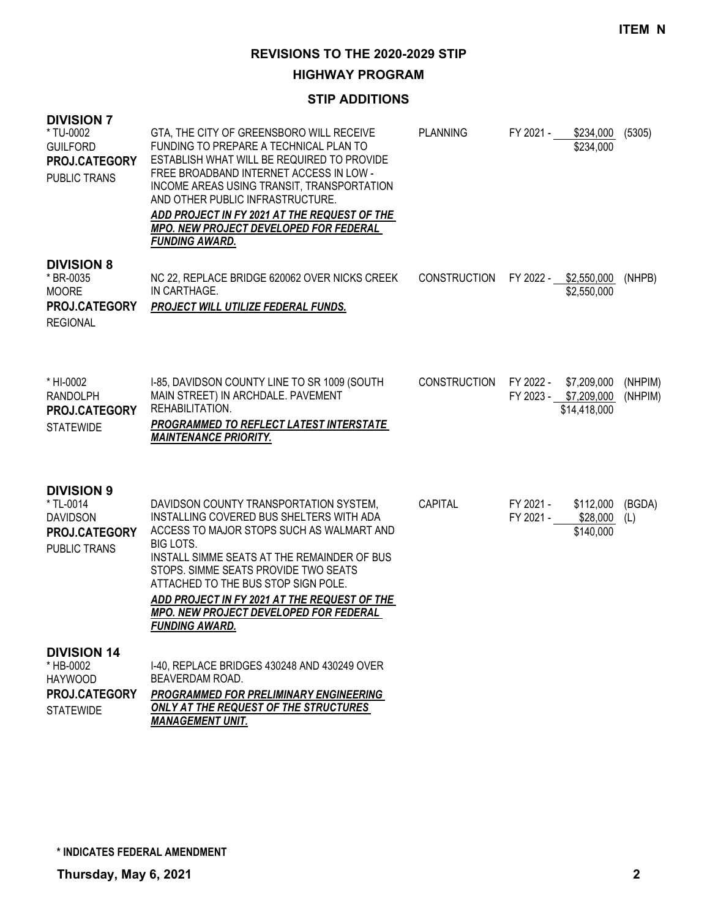ITEM N

# REVISIONS TO THE 2020-2029 STIP

## HIGHWAY PROGRAM

### STIP ADDITIONS

**DIVISION 7**

| Project | Description | Work Type | Fiscal Year / Amount | Fund |
|---|---|---|---|---|
| * TU-0002<br>GUILFORD<br>**PROJ.CATEGORY**<br>PUBLIC TRANS | GTA, THE CITY OF GREENSBORO WILL RECEIVE FUNDING TO PREPARE A TECHNICAL PLAN TO ESTABLISH WHAT WILL BE REQUIRED TO PROVIDE FREE BROADBAND INTERNET ACCESS IN LOW - INCOME AREAS USING TRANSIT, TRANSPORTATION AND OTHER PUBLIC INFRASTRUCTURE.<br>***ADD PROJECT IN FY 2021 AT THE REQUEST OF THE MPO. NEW PROJECT DEVELOPED FOR FEDERAL FUNDING AWARD.*** | PLANNING | FY 2021 - $234,000<br>$234,000 | (5305) |

**DIVISION 8**

| Project | Description | Work Type | Fiscal Year / Amount | Fund |
|---|---|---|---|---|
| * BR-0035<br>MOORE<br>**PROJ.CATEGORY**<br>REGIONAL | NC 22, REPLACE BRIDGE 620062 OVER NICKS CREEK IN CARTHAGE.<br>***PROJECT WILL UTILIZE FEDERAL FUNDS.*** | CONSTRUCTION | FY 2022 - $2,550,000<br>$2,550,000 | (NHPB) |
| * HI-0002<br>RANDOLPH<br>**PROJ.CATEGORY**<br>STATEWIDE | I-85, DAVIDSON COUNTY LINE TO SR 1009 (SOUTH MAIN STREET) IN ARCHDALE. PAVEMENT REHABILITATION.<br>***PROGRAMMED TO REFLECT LATEST INTERSTATE MAINTENANCE PRIORITY.*** | CONSTRUCTION | FY 2022 - $7,209,000<br>FY 2023 - $7,209,000<br>$14,418,000 | (NHPIM)<br>(NHPIM) |

**DIVISION 9**

| Project | Description | Work Type | Fiscal Year / Amount | Fund |
|---|---|---|---|---|
| * TL-0014<br>DAVIDSON<br>**PROJ.CATEGORY**<br>PUBLIC TRANS | DAVIDSON COUNTY TRANSPORTATION SYSTEM, INSTALLING COVERED BUS SHELTERS WITH ADA ACCESS TO MAJOR STOPS SUCH AS WALMART AND BIG LOTS.<br>INSTALL SIMME SEATS AT THE REMAINDER OF BUS STOPS. SIMME SEATS PROVIDE TWO SEATS ATTACHED TO THE BUS STOP SIGN POLE.<br>***ADD PROJECT IN FY 2021 AT THE REQUEST OF THE MPO. NEW PROJECT DEVELOPED FOR FEDERAL FUNDING AWARD.*** | CAPITAL | FY 2021 - $112,000<br>FY 2021 - $28,000<br>$140,000 | (BGDA)<br>(L) |

**DIVISION 14**

| Project | Description | Work Type | Fiscal Year / Amount | Fund |
|---|---|---|---|---|
| * HB-0002<br>HAYWOOD<br>**PROJ.CATEGORY**<br>STATEWIDE | I-40, REPLACE BRIDGES 430248 AND 430249 OVER BEAVERDAM ROAD.<br>***PROGRAMMED FOR PRELIMINARY ENGINEERING ONLY AT THE REQUEST OF THE STRUCTURES MANAGEMENT UNIT.*** | | | |

**\* INDICATES FEDERAL AMENDMENT**

**Thursday, May 6, 2021**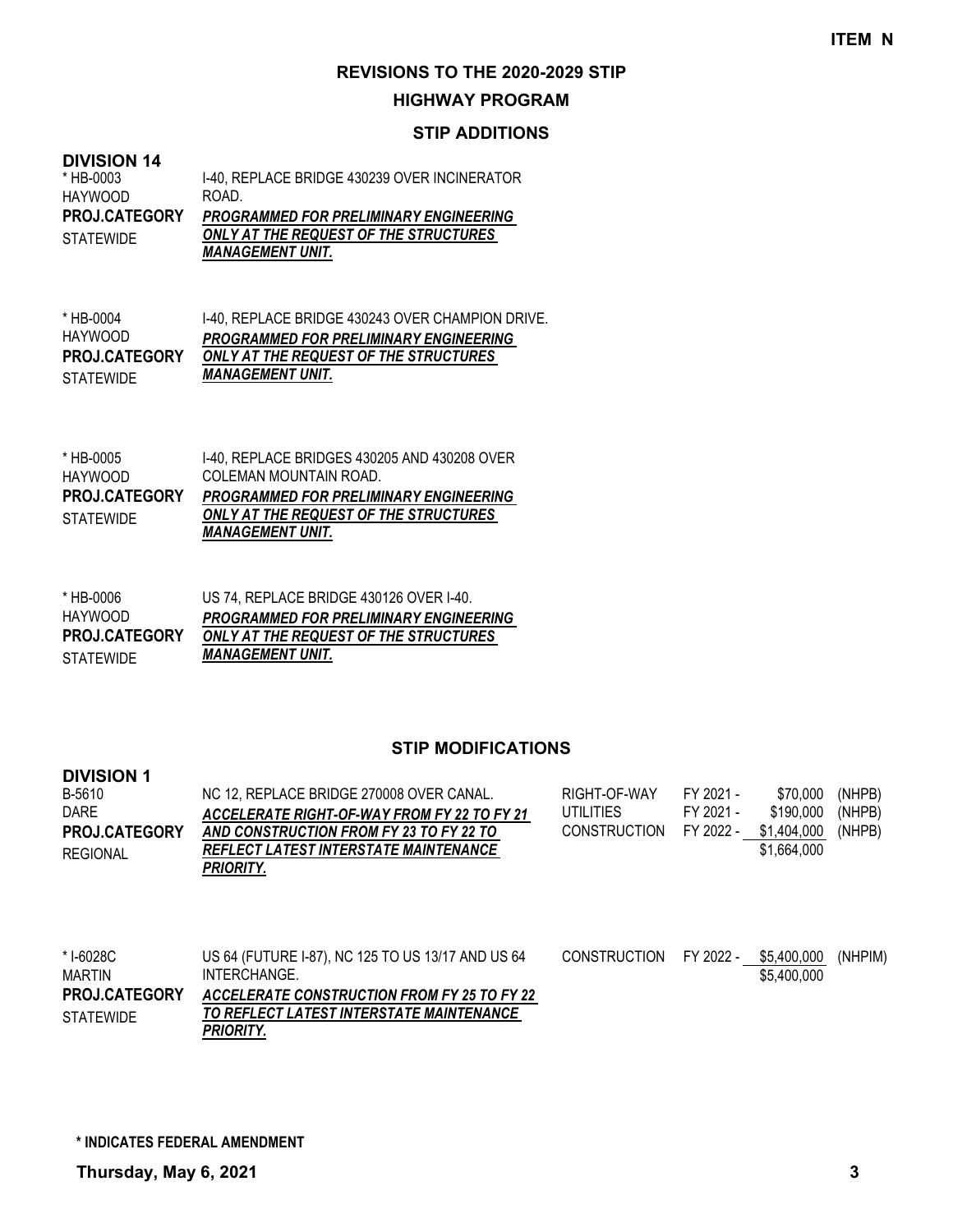**ITEM N**

# REVISIONS TO THE 2020-2029 STIP

## HIGHWAY PROGRAM

### STIP ADDITIONS

**DIVISION 14**

* HB-0003
HAYWOOD
**PROJ.CATEGORY**
STATEWIDE

I-40, REPLACE BRIDGE 430239 OVER INCINERATOR ROAD.
***PROGRAMMED FOR PRELIMINARY ENGINEERING ONLY AT THE REQUEST OF THE STRUCTURES MANAGEMENT UNIT.***

* HB-0004
HAYWOOD
**PROJ.CATEGORY**
STATEWIDE

I-40, REPLACE BRIDGE 430243 OVER CHAMPION DRIVE.
***PROGRAMMED FOR PRELIMINARY ENGINEERING ONLY AT THE REQUEST OF THE STRUCTURES MANAGEMENT UNIT.***

* HB-0005
HAYWOOD
**PROJ.CATEGORY**
STATEWIDE

I-40, REPLACE BRIDGES 430205 AND 430208 OVER COLEMAN MOUNTAIN ROAD.
***PROGRAMMED FOR PRELIMINARY ENGINEERING ONLY AT THE REQUEST OF THE STRUCTURES MANAGEMENT UNIT.***

* HB-0006
HAYWOOD
**PROJ.CATEGORY**
STATEWIDE

US 74, REPLACE BRIDGE 430126 OVER I-40.
***PROGRAMMED FOR PRELIMINARY ENGINEERING ONLY AT THE REQUEST OF THE STRUCTURES MANAGEMENT UNIT.***

### STIP MODIFICATIONS

**DIVISION 1**

| Project | Description | Phase | Year | Amount | Fund |
|---|---|---|---|---|---|
| B-5610<br>DARE<br>**PROJ.CATEGORY**<br>REGIONAL | NC 12, REPLACE BRIDGE 270008 OVER CANAL.<br>***ACCELERATE RIGHT-OF-WAY FROM FY 22 TO FY 21 AND CONSTRUCTION FROM FY 23 TO FY 22 TO REFLECT LATEST INTERSTATE MAINTENANCE PRIORITY.*** | RIGHT-OF-WAY | FY 2021 - | $70,000 | (NHPB) |
| | | UTILITIES | FY 2021 - | $190,000 | (NHPB) |
| | | CONSTRUCTION | FY 2022 - | $1,404,000 | (NHPB) |
| | | | | $1,664,000 | |
| * I-6028C<br>MARTIN<br>**PROJ.CATEGORY**<br>STATEWIDE | US 64 (FUTURE I-87), NC 125 TO US 13/17 AND US 64 INTERCHANGE.<br>***ACCELERATE CONSTRUCTION FROM FY 25 TO FY 22 TO REFLECT LATEST INTERSTATE MAINTENANCE PRIORITY.*** | CONSTRUCTION | FY 2022 - | $5,400,000 | (NHPIM) |
| | | | | $5,400,000 | |

**\* INDICATES FEDERAL AMENDMENT**

**Thursday, May 6, 2021**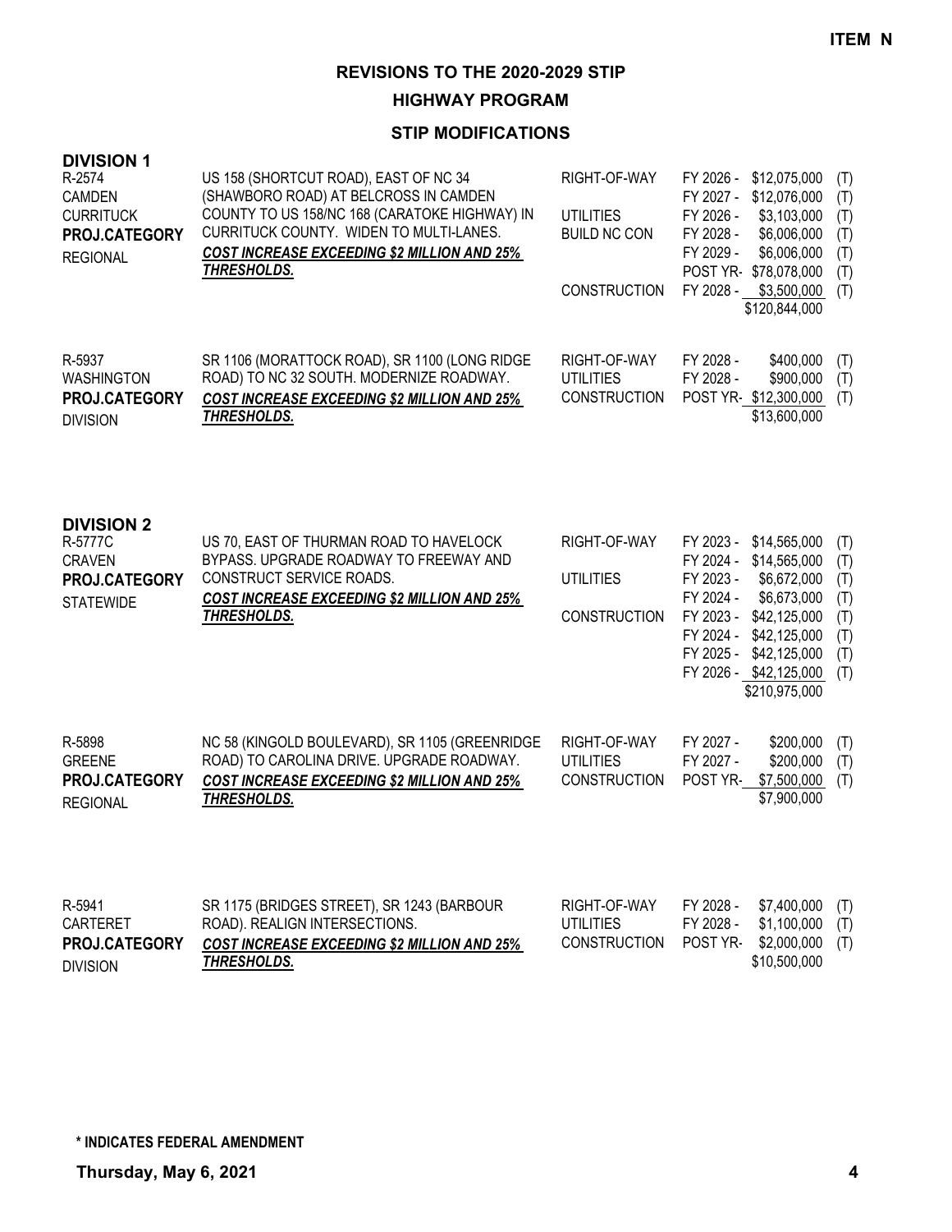**ITEM N**

# REVISIONS TO THE 2020-2029 STIP

## HIGHWAY PROGRAM

### STIP MODIFICATIONS

**DIVISION 1**

| Project | Description | Work Type | Schedule | Cost | Fund |
|---|---|---|---|---|---|
| R-2574<br>CAMDEN<br>CURRITUCK<br>**PROJ.CATEGORY**<br>REGIONAL | US 158 (SHORTCUT ROAD), EAST OF NC 34 (SHAWBORO ROAD) AT BELCROSS IN CAMDEN COUNTY TO US 158/NC 168 (CARATOKE HIGHWAY) IN CURRITUCK COUNTY. WIDEN TO MULTI-LANES.<br>***COST INCREASE EXCEEDING $2 MILLION AND 25% THRESHOLDS.*** | RIGHT-OF-WAY | FY 2026 - | $12,075,000 | (T) |
| | | | FY 2027 - | $12,076,000 | (T) |
| | | UTILITIES | FY 2026 - | $3,103,000 | (T) |
| | | BUILD NC CON | FY 2028 - | $6,006,000 | (T) |
| | | | FY 2029 - | $6,006,000 | (T) |
| | | | POST YR- | $78,078,000 | (T) |
| | | CONSTRUCTION | FY 2028 - | $3,500,000 | (T) |
| | | | | $120,844,000 | |
| R-5937<br>WASHINGTON<br>**PROJ.CATEGORY**<br>DIVISION | SR 1106 (MORATTOCK ROAD), SR 1100 (LONG RIDGE ROAD) TO NC 32 SOUTH. MODERNIZE ROADWAY.<br>***COST INCREASE EXCEEDING $2 MILLION AND 25% THRESHOLDS.*** | RIGHT-OF-WAY | FY 2028 - | $400,000 | (T) |
| | | UTILITIES | FY 2028 - | $900,000 | (T) |
| | | CONSTRUCTION | POST YR- | $12,300,000 | (T) |
| | | | | $13,600,000 | |

**DIVISION 2**

| Project | Description | Work Type | Schedule | Cost | Fund |
|---|---|---|---|---|---|
| R-5777C<br>CRAVEN<br>**PROJ.CATEGORY**<br>STATEWIDE | US 70, EAST OF THURMAN ROAD TO HAVELOCK BYPASS. UPGRADE ROADWAY TO FREEWAY AND CONSTRUCT SERVICE ROADS.<br>***COST INCREASE EXCEEDING $2 MILLION AND 25% THRESHOLDS.*** | RIGHT-OF-WAY | FY 2023 - | $14,565,000 | (T) |
| | | | FY 2024 - | $14,565,000 | (T) |
| | | UTILITIES | FY 2023 - | $6,672,000 | (T) |
| | | | FY 2024 - | $6,673,000 | (T) |
| | | CONSTRUCTION | FY 2023 - | $42,125,000 | (T) |
| | | | FY 2024 - | $42,125,000 | (T) |
| | | | FY 2025 - | $42,125,000 | (T) |
| | | | FY 2026 - | $42,125,000 | (T) |
| | | | | $210,975,000 | |
| R-5898<br>GREENE<br>**PROJ.CATEGORY**<br>REGIONAL | NC 58 (KINGOLD BOULEVARD), SR 1105 (GREENRIDGE ROAD) TO CAROLINA DRIVE. UPGRADE ROADWAY.<br>***COST INCREASE EXCEEDING $2 MILLION AND 25% THRESHOLDS.*** | RIGHT-OF-WAY | FY 2027 - | $200,000 | (T) |
| | | UTILITIES | FY 2027 - | $200,000 | (T) |
| | | CONSTRUCTION | POST YR- | $7,500,000 | (T) |
| | | | | $7,900,000 | |
| R-5941<br>CARTERET<br>**PROJ.CATEGORY**<br>DIVISION | SR 1175 (BRIDGES STREET), SR 1243 (BARBOUR ROAD). REALIGN INTERSECTIONS.<br>***COST INCREASE EXCEEDING $2 MILLION AND 25% THRESHOLDS.*** | RIGHT-OF-WAY | FY 2028 - | $7,400,000 | (T) |
| | | UTILITIES | FY 2028 - | $1,100,000 | (T) |
| | | CONSTRUCTION | POST YR- | $2,000,000 | (T) |
| | | | | $10,500,000 | |

**\* INDICATES FEDERAL AMENDMENT**

**Thursday, May 6, 2021**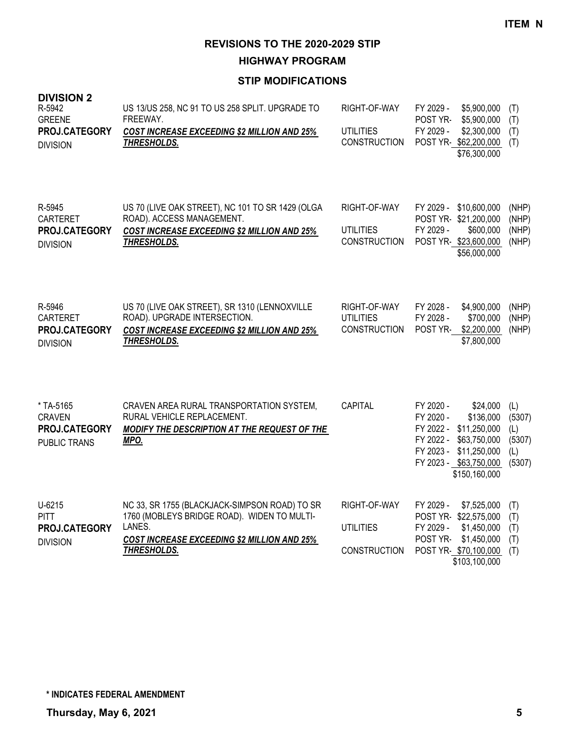**ITEM N**

# REVISIONS TO THE 2020-2029 STIP

## HIGHWAY PROGRAM

### STIP MODIFICATIONS

**DIVISION 2**

| Project | Description | Work Type | Year | Amount | Fund |
|---|---|---|---|---|---|
| R-5942<br>GREENE<br>**PROJ.CATEGORY**<br>DIVISION | US 13/US 258, NC 91 TO US 258 SPLIT. UPGRADE TO FREEWAY.<br>***COST INCREASE EXCEEDING $2 MILLION AND 25% THRESHOLDS.*** | RIGHT-OF-WAY | FY 2029 - | $5,900,000 | (T) |
| | | | POST YR- | $5,900,000 | (T) |
| | | UTILITIES | FY 2029 - | $2,300,000 | (T) |
| | | CONSTRUCTION | POST YR- | $62,200,000 | (T) |
| | | | | $76,300,000 | |
| R-5945<br>CARTERET<br>**PROJ.CATEGORY**<br>DIVISION | US 70 (LIVE OAK STREET), NC 101 TO SR 1429 (OLGA ROAD). ACCESS MANAGEMENT.<br>***COST INCREASE EXCEEDING $2 MILLION AND 25% THRESHOLDS.*** | RIGHT-OF-WAY | FY 2029 - | $10,600,000 | (NHP) |
| | | | POST YR- | $21,200,000 | (NHP) |
| | | UTILITIES | FY 2029 - | $600,000 | (NHP) |
| | | CONSTRUCTION | POST YR- | $23,600,000 | (NHP) |
| | | | | $56,000,000 | |
| R-5946<br>CARTERET<br>**PROJ.CATEGORY**<br>DIVISION | US 70 (LIVE OAK STREET), SR 1310 (LENNOXVILLE ROAD). UPGRADE INTERSECTION.<br>***COST INCREASE EXCEEDING $2 MILLION AND 25% THRESHOLDS.*** | RIGHT-OF-WAY | FY 2028 - | $4,900,000 | (NHP) |
| | | UTILITIES | FY 2028 - | $700,000 | (NHP) |
| | | CONSTRUCTION | POST YR- | $2,200,000 | (NHP) |
| | | | | $7,800,000 | |
| * TA-5165<br>CRAVEN<br>**PROJ.CATEGORY**<br>PUBLIC TRANS | CRAVEN AREA RURAL TRANSPORTATION SYSTEM, RURAL VEHICLE REPLACEMENT.<br>***MODIFY THE DESCRIPTION AT THE REQUEST OF THE MPO.*** | CAPITAL | FY 2020 - | $24,000 | (L) |
| | | | FY 2020 - | $136,000 | (5307) |
| | | | FY 2022 - | $11,250,000 | (L) |
| | | | FY 2022 - | $63,750,000 | (5307) |
| | | | FY 2023 - | $11,250,000 | (L) |
| | | | FY 2023 - | $63,750,000 | (5307) |
| | | | | $150,160,000 | |
| U-6215<br>PITT<br>**PROJ.CATEGORY**<br>DIVISION | NC 33, SR 1755 (BLACKJACK-SIMPSON ROAD) TO SR 1760 (MOBLEYS BRIDGE ROAD). WIDEN TO MULTI-LANES.<br>***COST INCREASE EXCEEDING $2 MILLION AND 25% THRESHOLDS.*** | RIGHT-OF-WAY | FY 2029 - | $7,525,000 | (T) |
| | | | POST YR- | $22,575,000 | (T) |
| | | UTILITIES | FY 2029 - | $1,450,000 | (T) |
| | | | POST YR- | $1,450,000 | (T) |
| | | CONSTRUCTION | POST YR- | $70,100,000 | (T) |
| | | | | $103,100,000 | |

**\* INDICATES FEDERAL AMENDMENT**

**Thursday, May 6, 2021**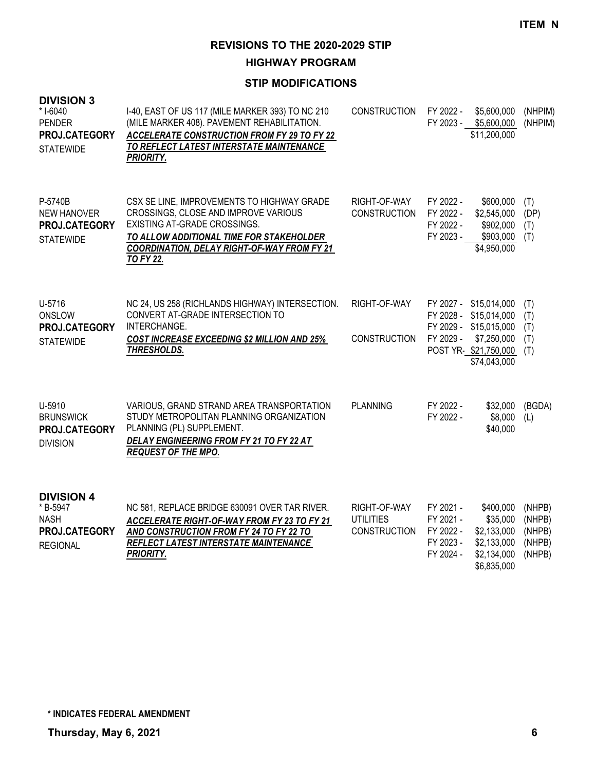**ITEM N**

# REVISIONS TO THE 2020-2029 STIP

## HIGHWAY PROGRAM

### STIP MODIFICATIONS

## DIVISION 3

| Project | Description | Phase | Year | Amount | Fund |
|---|---|---|---|---|---|
| * I-6040<br>PENDER<br>**PROJ.CATEGORY**<br>STATEWIDE | I-40, EAST OF US 117 (MILE MARKER 393) TO NC 210 (MILE MARKER 408). PAVEMENT REHABILITATION.<br>***ACCELERATE CONSTRUCTION FROM FY 29 TO FY 22 TO REFLECT LATEST INTERSTATE MAINTENANCE PRIORITY.*** | CONSTRUCTION | FY 2022 -<br>FY 2023 - | \$5,600,000<br>\$5,600,000<br>\$11,200,000 | (NHPIM)<br>(NHPIM) |
| P-5740B<br>NEW HANOVER<br>**PROJ.CATEGORY**<br>STATEWIDE | CSX SE LINE, IMPROVEMENTS TO HIGHWAY GRADE CROSSINGS, CLOSE AND IMPROVE VARIOUS EXISTING AT-GRADE CROSSINGS.<br>***TO ALLOW ADDITIONAL TIME FOR STAKEHOLDER COORDINATION, DELAY RIGHT-OF-WAY FROM FY 21 TO FY 22.*** | RIGHT-OF-WAY<br>CONSTRUCTION | FY 2022 -<br>FY 2022 -<br>FY 2022 -<br>FY 2023 - | \$600,000<br>\$2,545,000<br>\$902,000<br>\$903,000<br>\$4,950,000 | (T)<br>(DP)<br>(T)<br>(T) |
| U-5716<br>ONSLOW<br>**PROJ.CATEGORY**<br>STATEWIDE | NC 24, US 258 (RICHLANDS HIGHWAY) INTERSECTION. CONVERT AT-GRADE INTERSECTION TO INTERCHANGE.<br>***COST INCREASE EXCEEDING \$2 MILLION AND 25% THRESHOLDS.*** | RIGHT-OF-WAY<br><br><br>CONSTRUCTION | FY 2027 -<br>FY 2028 -<br>FY 2029 -<br>FY 2029 -<br>POST YR- | \$15,014,000<br>\$15,014,000<br>\$15,015,000<br>\$7,250,000<br>\$21,750,000<br>\$74,043,000 | (T)<br>(T)<br>(T)<br>(T)<br>(T) |
| U-5910<br>BRUNSWICK<br>**PROJ.CATEGORY**<br>DIVISION | VARIOUS, GRAND STRAND AREA TRANSPORTATION STUDY METROPOLITAN PLANNING ORGANIZATION PLANNING (PL) SUPPLEMENT.<br>***DELAY ENGINEERING FROM FY 21 TO FY 22 AT REQUEST OF THE MPO.*** | PLANNING | FY 2022 -<br>FY 2022 - | \$32,000<br>\$8,000<br>\$40,000 | (BGDA)<br>(L) |

## DIVISION 4

| Project | Description | Phase | Year | Amount | Fund |
|---|---|---|---|---|---|
| * B-5947<br>NASH<br>**PROJ.CATEGORY**<br>REGIONAL | NC 581, REPLACE BRIDGE 630091 OVER TAR RIVER.<br>***ACCELERATE RIGHT-OF-WAY FROM FY 23 TO FY 21 AND CONSTRUCTION FROM FY 24 TO FY 22 TO REFLECT LATEST INTERSTATE MAINTENANCE PRIORITY.*** | RIGHT-OF-WAY<br>UTILITIES<br>CONSTRUCTION | FY 2021 -<br>FY 2021 -<br>FY 2022 -<br>FY 2023 -<br>FY 2024 - | \$400,000<br>\$35,000<br>\$2,133,000<br>\$2,133,000<br>\$2,134,000<br>\$6,835,000 | (NHPB)<br>(NHPB)<br>(NHPB)<br>(NHPB)<br>(NHPB) |

**\* INDICATES FEDERAL AMENDMENT**

**Thursday, May 6, 2021**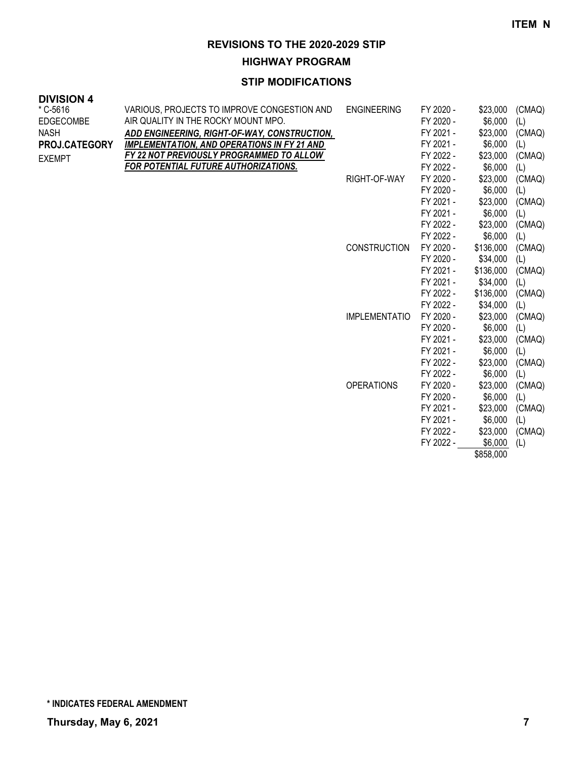**ITEM N**

# REVISIONS TO THE 2020-2029 STIP

## HIGHWAY PROGRAM

### STIP MODIFICATIONS

**DIVISION 4**

| Project | Description | Phase | Fiscal Year | Amount | Source |
|---|---|---|---|---|---|
| * C-5616 | VARIOUS, PROJECTS TO IMPROVE CONGESTION AND AIR QUALITY IN THE ROCKY MOUNT MPO. | ENGINEERING | FY 2020 - | $23,000 | (CMAQ) |
| EDGECOMBE | ***ADD ENGINEERING, RIGHT-OF-WAY, CONSTRUCTION, IMPLEMENTATION, AND OPERATIONS IN FY 21 AND FY 22 NOT PREVIOUSLY PROGRAMMED TO ALLOW FOR POTENTIAL FUTURE AUTHORIZATIONS.*** | | FY 2020 - | $6,000 | (L) |
| NASH | | | FY 2021 - | $23,000 | (CMAQ) |
| **PROJ.CATEGORY** | | | FY 2021 - | $6,000 | (L) |
| EXEMPT | | | FY 2022 - | $23,000 | (CMAQ) |
| | | | FY 2022 - | $6,000 | (L) |
| | | RIGHT-OF-WAY | FY 2020 - | $23,000 | (CMAQ) |
| | | | FY 2020 - | $6,000 | (L) |
| | | | FY 2021 - | $23,000 | (CMAQ) |
| | | | FY 2021 - | $6,000 | (L) |
| | | | FY 2022 - | $23,000 | (CMAQ) |
| | | | FY 2022 - | $6,000 | (L) |
| | | CONSTRUCTION | FY 2020 - | $136,000 | (CMAQ) |
| | | | FY 2020 - | $34,000 | (L) |
| | | | FY 2021 - | $136,000 | (CMAQ) |
| | | | FY 2021 - | $34,000 | (L) |
| | | | FY 2022 - | $136,000 | (CMAQ) |
| | | | FY 2022 - | $34,000 | (L) |
| | | IMPLEMENTATIO | FY 2020 - | $23,000 | (CMAQ) |
| | | | FY 2020 - | $6,000 | (L) |
| | | | FY 2021 - | $23,000 | (CMAQ) |
| | | | FY 2021 - | $6,000 | (L) |
| | | | FY 2022 - | $23,000 | (CMAQ) |
| | | | FY 2022 - | $6,000 | (L) |
| | | OPERATIONS | FY 2020 - | $23,000 | (CMAQ) |
| | | | FY 2020 - | $6,000 | (L) |
| | | | FY 2021 - | $23,000 | (CMAQ) |
| | | | FY 2021 - | $6,000 | (L) |
| | | | FY 2022 - | $23,000 | (CMAQ) |
| | | | FY 2022 - | $6,000 | (L) |
| | | | | $858,000 | |

**\* INDICATES FEDERAL AMENDMENT**

**Thursday, May 6, 2021**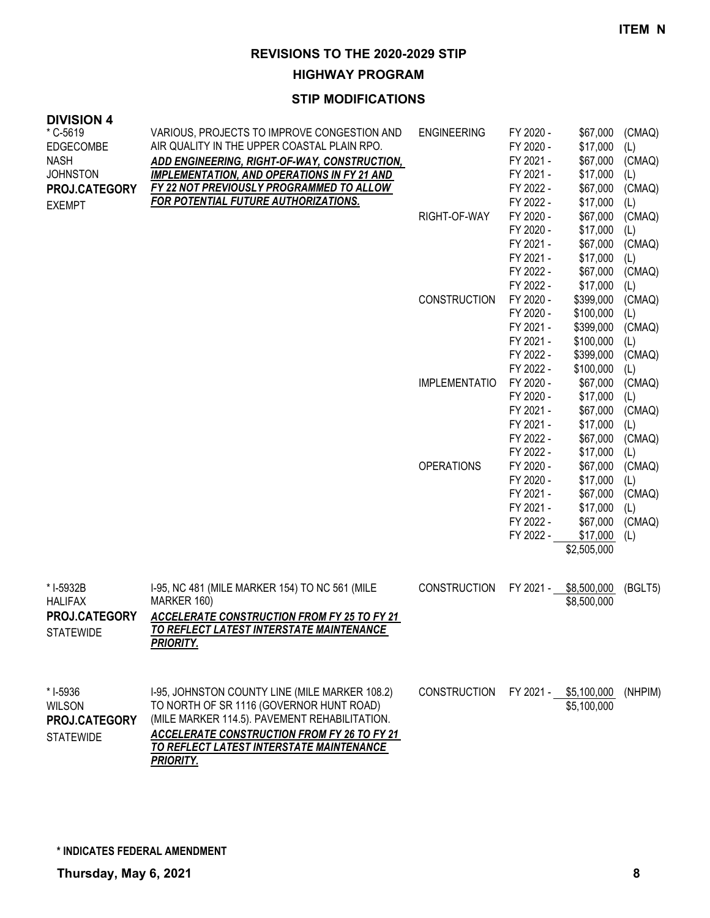**ITEM N**

# REVISIONS TO THE 2020-2029 STIP

## HIGHWAY PROGRAM

### STIP MODIFICATIONS

**DIVISION 4**

| Project | Description | Work Type | Fiscal Year | Amount | Fund |
|---|---|---|---|---|---|
| * C-5619<br>EDGECOMBE<br>NASH<br>JOHNSTON<br>**PROJ.CATEGORY**<br>EXEMPT | VARIOUS, PROJECTS TO IMPROVE CONGESTION AND AIR QUALITY IN THE UPPER COASTAL PLAIN RPO.<br>***ADD ENGINEERING, RIGHT-OF-WAY, CONSTRUCTION, IMPLEMENTATION, AND OPERATIONS IN FY 21 AND FY 22 NOT PREVIOUSLY PROGRAMMED TO ALLOW FOR POTENTIAL FUTURE AUTHORIZATIONS.*** | ENGINEERING | FY 2020 - | $67,000 | (CMAQ) |
| | | | FY 2020 - | $17,000 | (L) |
| | | | FY 2021 - | $67,000 | (CMAQ) |
| | | | FY 2021 - | $17,000 | (L) |
| | | | FY 2022 - | $67,000 | (CMAQ) |
| | | | FY 2022 - | $17,000 | (L) |
| | | RIGHT-OF-WAY | FY 2020 - | $67,000 | (CMAQ) |
| | | | FY 2020 - | $17,000 | (L) |
| | | | FY 2021 - | $67,000 | (CMAQ) |
| | | | FY 2021 - | $17,000 | (L) |
| | | | FY 2022 - | $67,000 | (CMAQ) |
| | | | FY 2022 - | $17,000 | (L) |
| | | CONSTRUCTION | FY 2020 - | $399,000 | (CMAQ) |
| | | | FY 2020 - | $100,000 | (L) |
| | | | FY 2021 - | $399,000 | (CMAQ) |
| | | | FY 2021 - | $100,000 | (L) |
| | | | FY 2022 - | $399,000 | (CMAQ) |
| | | | FY 2022 - | $100,000 | (L) |
| | | IMPLEMENTATIO | FY 2020 - | $67,000 | (CMAQ) |
| | | | FY 2020 - | $17,000 | (L) |
| | | | FY 2021 - | $67,000 | (CMAQ) |
| | | | FY 2021 - | $17,000 | (L) |
| | | | FY 2022 - | $67,000 | (CMAQ) |
| | | | FY 2022 - | $17,000 | (L) |
| | | OPERATIONS | FY 2020 - | $67,000 | (CMAQ) |
| | | | FY 2020 - | $17,000 | (L) |
| | | | FY 2021 - | $67,000 | (CMAQ) |
| | | | FY 2021 - | $17,000 | (L) |
| | | | FY 2022 - | $67,000 | (CMAQ) |
| | | | FY 2022 - | $17,000 | (L) |
| | | | | $2,505,000 | |
| * I-5932B<br>HALIFAX<br>**PROJ.CATEGORY**<br>STATEWIDE | I-95, NC 481 (MILE MARKER 154) TO NC 561 (MILE MARKER 160)<br>***ACCELERATE CONSTRUCTION FROM FY 25 TO FY 21 TO REFLECT LATEST INTERSTATE MAINTENANCE PRIORITY.*** | CONSTRUCTION | FY 2021 - | $8,500,000 | (BGLT5) |
| | | | | $8,500,000 | |
| * I-5936<br>WILSON<br>**PROJ.CATEGORY**<br>STATEWIDE | I-95, JOHNSTON COUNTY LINE (MILE MARKER 108.2) TO NORTH OF SR 1116 (GOVERNOR HUNT ROAD) (MILE MARKER 114.5). PAVEMENT REHABILITATION.<br>***ACCELERATE CONSTRUCTION FROM FY 26 TO FY 21 TO REFLECT LATEST INTERSTATE MAINTENANCE PRIORITY.*** | CONSTRUCTION | FY 2021 - | $5,100,000 | (NHPIM) |
| | | | | $5,100,000 | |

**\* INDICATES FEDERAL AMENDMENT**

**Thursday, May 6, 2021**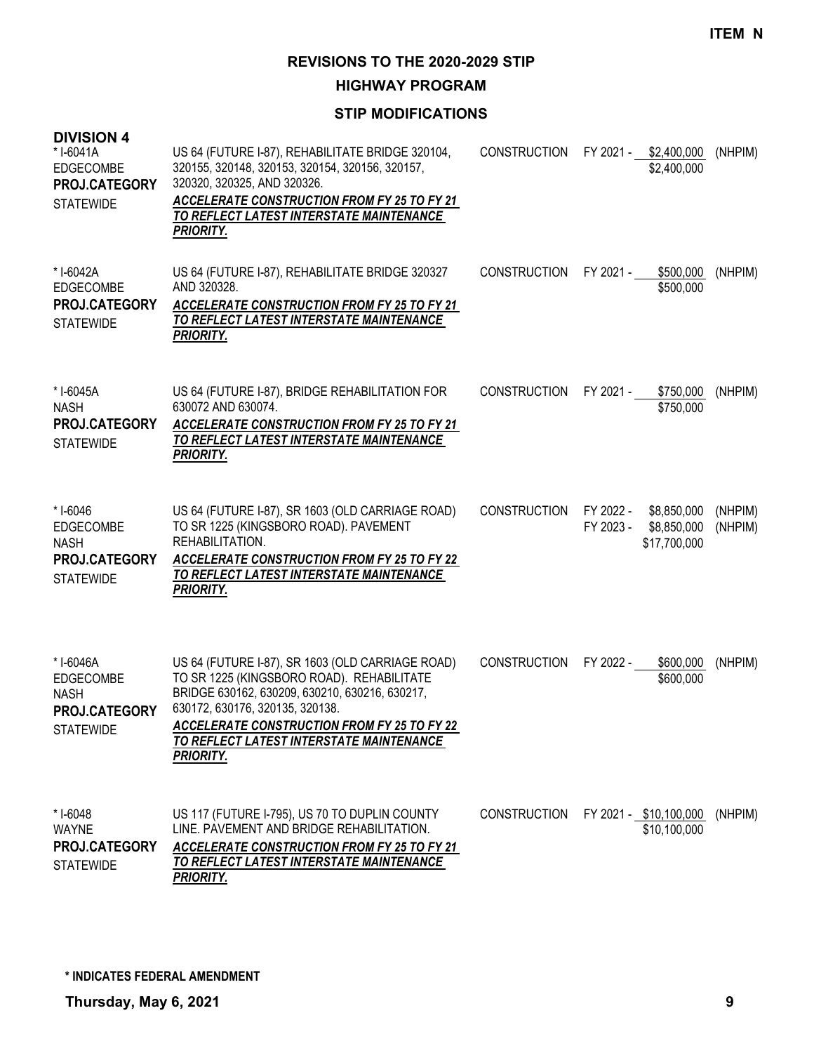**ITEM N**

# REVISIONS TO THE 2020-2029 STIP

## HIGHWAY PROGRAM

### STIP MODIFICATIONS

**DIVISION 4**

| Project | Description | Phase | Fiscal Year / Amount | Funding |
|---|---|---|---|---|
| * I-6041A<br>EDGECOMBE<br>**PROJ.CATEGORY**<br>STATEWIDE | US 64 (FUTURE I-87), REHABILITATE BRIDGE 320104, 320155, 320148, 320153, 320154, 320156, 320157, 320320, 320325, AND 320326.<br>***ACCELERATE CONSTRUCTION FROM FY 25 TO FY 21 TO REFLECT LATEST INTERSTATE MAINTENANCE PRIORITY.*** | CONSTRUCTION | FY 2021 - $2,400,000<br>$2,400,000 | (NHPIM) |
| * I-6042A<br>EDGECOMBE<br>**PROJ.CATEGORY**<br>STATEWIDE | US 64 (FUTURE I-87), REHABILITATE BRIDGE 320327 AND 320328.<br>***ACCELERATE CONSTRUCTION FROM FY 25 TO FY 21 TO REFLECT LATEST INTERSTATE MAINTENANCE PRIORITY.*** | CONSTRUCTION | FY 2021 - $500,000<br>$500,000 | (NHPIM) |
| * I-6045A<br>NASH<br>**PROJ.CATEGORY**<br>STATEWIDE | US 64 (FUTURE I-87), BRIDGE REHABILITATION FOR 630072 AND 630074.<br>***ACCELERATE CONSTRUCTION FROM FY 25 TO FY 21 TO REFLECT LATEST INTERSTATE MAINTENANCE PRIORITY.*** | CONSTRUCTION | FY 2021 - $750,000<br>$750,000 | (NHPIM) |
| * I-6046<br>EDGECOMBE<br>NASH<br>**PROJ.CATEGORY**<br>STATEWIDE | US 64 (FUTURE I-87), SR 1603 (OLD CARRIAGE ROAD) TO SR 1225 (KINGSBORO ROAD). PAVEMENT REHABILITATION.<br>***ACCELERATE CONSTRUCTION FROM FY 25 TO FY 22 TO REFLECT LATEST INTERSTATE MAINTENANCE PRIORITY.*** | CONSTRUCTION | FY 2022 - $8,850,000<br>FY 2023 - $8,850,000<br>$17,700,000 | (NHPIM)<br>(NHPIM) |
| * I-6046A<br>EDGECOMBE<br>NASH<br>**PROJ.CATEGORY**<br>STATEWIDE | US 64 (FUTURE I-87), SR 1603 (OLD CARRIAGE ROAD) TO SR 1225 (KINGSBORO ROAD). REHABILITATE BRIDGE 630162, 630209, 630210, 630216, 630217, 630172, 630176, 320135, 320138.<br>***ACCELERATE CONSTRUCTION FROM FY 25 TO FY 22 TO REFLECT LATEST INTERSTATE MAINTENANCE PRIORITY.*** | CONSTRUCTION | FY 2022 - $600,000<br>$600,000 | (NHPIM) |
| * I-6048<br>WAYNE<br>**PROJ.CATEGORY**<br>STATEWIDE | US 117 (FUTURE I-795), US 70 TO DUPLIN COUNTY LINE. PAVEMENT AND BRIDGE REHABILITATION.<br>***ACCELERATE CONSTRUCTION FROM FY 25 TO FY 21 TO REFLECT LATEST INTERSTATE MAINTENANCE PRIORITY.*** | CONSTRUCTION | FY 2021 - $10,100,000<br>$10,100,000 | (NHPIM) |

**\* INDICATES FEDERAL AMENDMENT**

**Thursday, May 6, 2021**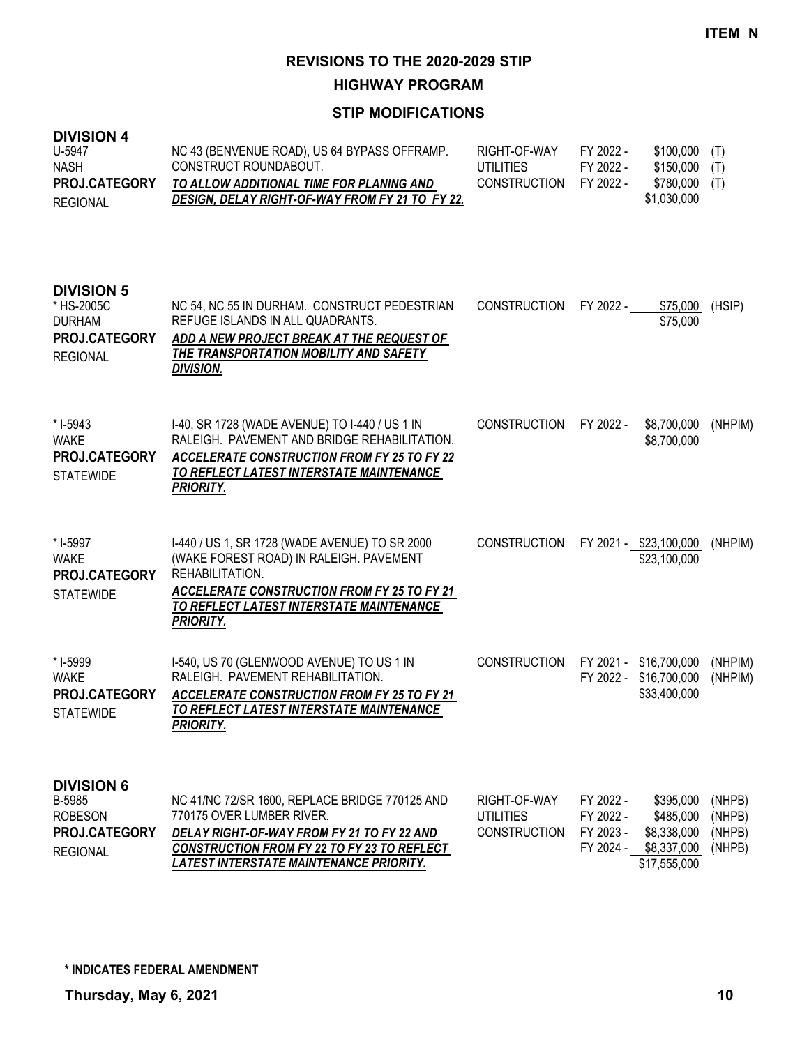**ITEM N**

# REVISIONS TO THE 2020-2029 STIP

## HIGHWAY PROGRAM

### STIP MODIFICATIONS

### DIVISION 4

| | | | | | |
|---|---|---|---|---|---|
| U-5947<br>NASH<br>**PROJ.CATEGORY**<br>REGIONAL | NC 43 (BENVENUE ROAD), US 64 BYPASS OFFRAMP. CONSTRUCT ROUNDABOUT.<br>***TO ALLOW ADDITIONAL TIME FOR PLANING AND DESIGN, DELAY RIGHT-OF-WAY FROM FY 21 TO FY 22.*** | RIGHT-OF-WAY<br>UTILITIES<br>CONSTRUCTION | FY 2022 -<br>FY 2022 -<br>FY 2022 - | \$100,000<br>\$150,000<br>\$780,000<br>\$1,030,000 | (T)<br>(T)<br>(T) |

### DIVISION 5

| | | | | | |
|---|---|---|---|---|---|
| * HS-2005C<br>DURHAM<br>**PROJ.CATEGORY**<br>REGIONAL | NC 54, NC 55 IN DURHAM. CONSTRUCT PEDESTRIAN REFUGE ISLANDS IN ALL QUADRANTS.<br>***ADD A NEW PROJECT BREAK AT THE REQUEST OF THE TRANSPORTATION MOBILITY AND SAFETY DIVISION.*** | CONSTRUCTION | FY 2022 - | \$75,000<br>\$75,000 | (HSIP) |
| * I-5943<br>WAKE<br>**PROJ.CATEGORY**<br>STATEWIDE | I-40, SR 1728 (WADE AVENUE) TO I-440 / US 1 IN RALEIGH. PAVEMENT AND BRIDGE REHABILITATION.<br>***ACCELERATE CONSTRUCTION FROM FY 25 TO FY 22 TO REFLECT LATEST INTERSTATE MAINTENANCE PRIORITY.*** | CONSTRUCTION | FY 2022 - | \$8,700,000<br>\$8,700,000 | (NHPIM) |
| * I-5997<br>WAKE<br>**PROJ.CATEGORY**<br>STATEWIDE | I-440 / US 1, SR 1728 (WADE AVENUE) TO SR 2000 (WAKE FOREST ROAD) IN RALEIGH. PAVEMENT REHABILITATION.<br>***ACCELERATE CONSTRUCTION FROM FY 25 TO FY 21 TO REFLECT LATEST INTERSTATE MAINTENANCE PRIORITY.*** | CONSTRUCTION | FY 2021 - | \$23,100,000<br>\$23,100,000 | (NHPIM) |
| * I-5999<br>WAKE<br>**PROJ.CATEGORY**<br>STATEWIDE | I-540, US 70 (GLENWOOD AVENUE) TO US 1 IN RALEIGH. PAVEMENT REHABILITATION.<br>***ACCELERATE CONSTRUCTION FROM FY 25 TO FY 21 TO REFLECT LATEST INTERSTATE MAINTENANCE PRIORITY.*** | CONSTRUCTION | FY 2021 -<br>FY 2022 - | \$16,700,000<br>\$16,700,000<br>\$33,400,000 | (NHPIM)<br>(NHPIM) |

### DIVISION 6

| | | | | | |
|---|---|---|---|---|---|
| B-5985<br>ROBESON<br>**PROJ.CATEGORY**<br>REGIONAL | NC 41/NC 72/SR 1600, REPLACE BRIDGE 770125 AND 770175 OVER LUMBER RIVER.<br>***DELAY RIGHT-OF-WAY FROM FY 21 TO FY 22 AND CONSTRUCTION FROM FY 22 TO FY 23 TO REFLECT LATEST INTERSTATE MAINTENANCE PRIORITY.*** | RIGHT-OF-WAY<br>UTILITIES<br>CONSTRUCTION | FY 2022 -<br>FY 2022 -<br>FY 2023 -<br>FY 2024 - | \$395,000<br>\$485,000<br>\$8,338,000<br>\$8,337,000<br>\$17,555,000 | (NHPB)<br>(NHPB)<br>(NHPB)<br>(NHPB) |

**\* INDICATES FEDERAL AMENDMENT**

**Thursday, May 6, 2021**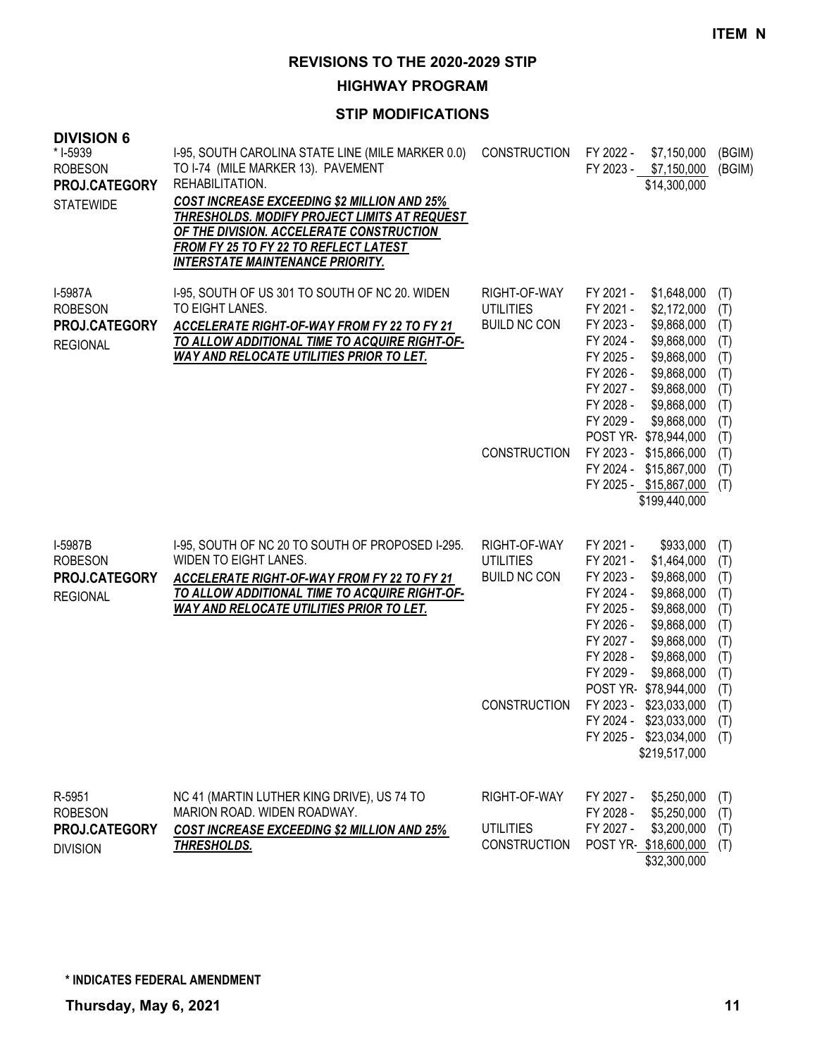ITEM N

# REVISIONS TO THE 2020-2029 STIP

## HIGHWAY PROGRAM

### STIP MODIFICATIONS

**DIVISION 6**

| Project | Description | Work Type | Fiscal Year / Amount | Fund |
|---|---|---|---|---|
| * I-5939<br>ROBESON<br>**PROJ.CATEGORY**<br>STATEWIDE | I-95, SOUTH CAROLINA STATE LINE (MILE MARKER 0.0) TO I-74 (MILE MARKER 13). PAVEMENT REHABILITATION.<br>***COST INCREASE EXCEEDING $2 MILLION AND 25% THRESHOLDS. MODIFY PROJECT LIMITS AT REQUEST OF THE DIVISION. ACCELERATE CONSTRUCTION FROM FY 25 TO FY 22 TO REFLECT LATEST INTERSTATE MAINTENANCE PRIORITY.*** | CONSTRUCTION | FY 2022 - $7,150,000<br>FY 2023 - $7,150,000<br>$14,300,000 | (BGIM)<br>(BGIM) |
| I-5987A<br>ROBESON<br>**PROJ.CATEGORY**<br>REGIONAL | I-95, SOUTH OF US 301 TO SOUTH OF NC 20. WIDEN TO EIGHT LANES.<br>***ACCELERATE RIGHT-OF-WAY FROM FY 22 TO FY 21 TO ALLOW ADDITIONAL TIME TO ACQUIRE RIGHT-OF-WAY AND RELOCATE UTILITIES PRIOR TO LET.*** | RIGHT-OF-WAY<br>UTILITIES<br>BUILD NC CON<br><br><br><br><br><br><br><br>CONSTRUCTION | FY 2021 - $1,648,000<br>FY 2021 - $2,172,000<br>FY 2023 - $9,868,000<br>FY 2024 - $9,868,000<br>FY 2025 - $9,868,000<br>FY 2026 - $9,868,000<br>FY 2027 - $9,868,000<br>FY 2028 - $9,868,000<br>FY 2029 - $9,868,000<br>POST YR- $78,944,000<br>FY 2023 - $15,866,000<br>FY 2024 - $15,867,000<br>FY 2025 - $15,867,000<br>$199,440,000 | (T)<br>(T)<br>(T)<br>(T)<br>(T)<br>(T)<br>(T)<br>(T)<br>(T)<br>(T)<br>(T)<br>(T)<br>(T) |
| I-5987B<br>ROBESON<br>**PROJ.CATEGORY**<br>REGIONAL | I-95, SOUTH OF NC 20 TO SOUTH OF PROPOSED I-295. WIDEN TO EIGHT LANES.<br>***ACCELERATE RIGHT-OF-WAY FROM FY 22 TO FY 21 TO ALLOW ADDITIONAL TIME TO ACQUIRE RIGHT-OF-WAY AND RELOCATE UTILITIES PRIOR TO LET.*** | RIGHT-OF-WAY<br>UTILITIES<br>BUILD NC CON<br><br><br><br><br><br><br><br>CONSTRUCTION | FY 2021 - $933,000<br>FY 2021 - $1,464,000<br>FY 2023 - $9,868,000<br>FY 2024 - $9,868,000<br>FY 2025 - $9,868,000<br>FY 2026 - $9,868,000<br>FY 2027 - $9,868,000<br>FY 2028 - $9,868,000<br>FY 2029 - $9,868,000<br>POST YR- $78,944,000<br>FY 2023 - $23,033,000<br>FY 2024 - $23,033,000<br>FY 2025 - $23,034,000<br>$219,517,000 | (T)<br>(T)<br>(T)<br>(T)<br>(T)<br>(T)<br>(T)<br>(T)<br>(T)<br>(T)<br>(T)<br>(T)<br>(T) |
| R-5951<br>ROBESON<br>**PROJ.CATEGORY**<br>DIVISION | NC 41 (MARTIN LUTHER KING DRIVE), US 74 TO MARION ROAD. WIDEN ROADWAY.<br>***COST INCREASE EXCEEDING $2 MILLION AND 25% THRESHOLDS.*** | RIGHT-OF-WAY<br><br>UTILITIES<br>CONSTRUCTION | FY 2027 - $5,250,000<br>FY 2028 - $5,250,000<br>FY 2027 - $3,200,000<br>POST YR- $18,600,000<br>$32,300,000 | (T)<br>(T)<br>(T)<br>(T) |

**\* INDICATES FEDERAL AMENDMENT**

**Thursday, May 6, 2021**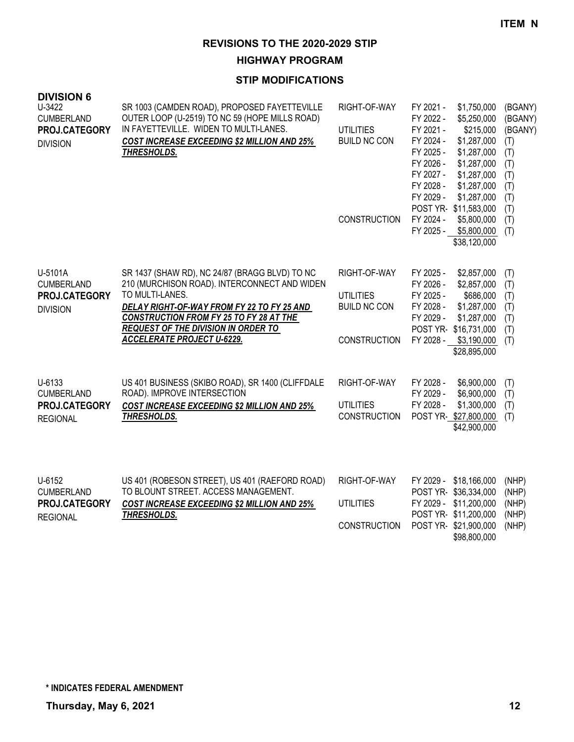**ITEM N**

# REVISIONS TO THE 2020-2029 STIP

## HIGHWAY PROGRAM

### STIP MODIFICATIONS

**DIVISION 6**

| Project | Description | Phase | Year | Amount | Fund |
|---|---|---|---|---|---|
| U-3422<br>CUMBERLAND<br>**PROJ.CATEGORY**<br>DIVISION | SR 1003 (CAMDEN ROAD), PROPOSED FAYETTEVILLE OUTER LOOP (U-2519) TO NC 59 (HOPE MILLS ROAD) IN FAYETTEVILLE. WIDEN TO MULTI-LANES.<br>***COST INCREASE EXCEEDING $2 MILLION AND 25% THRESHOLDS.*** | RIGHT-OF-WAY | FY 2021 - | $1,750,000 | (BGANY) |
| | | | FY 2022 - | $5,250,000 | (BGANY) |
| | | UTILITIES | FY 2021 - | $215,000 | (BGANY) |
| | | BUILD NC CON | FY 2024 - | $1,287,000 | (T) |
| | | | FY 2025 - | $1,287,000 | (T) |
| | | | FY 2026 - | $1,287,000 | (T) |
| | | | FY 2027 - | $1,287,000 | (T) |
| | | | FY 2028 - | $1,287,000 | (T) |
| | | | FY 2029 - | $1,287,000 | (T) |
| | | | POST YR- | $11,583,000 | (T) |
| | | CONSTRUCTION | FY 2024 - | $5,800,000 | (T) |
| | | | FY 2025 - | $5,800,000 | (T) |
| | | | | $38,120,000 | |
| U-5101A<br>CUMBERLAND<br>**PROJ.CATEGORY**<br>DIVISION | SR 1437 (SHAW RD), NC 24/87 (BRAGG BLVD) TO NC 210 (MURCHISON ROAD). INTERCONNECT AND WIDEN TO MULTI-LANES.<br>***DELAY RIGHT-OF-WAY FROM FY 22 TO FY 25 AND CONSTRUCTION FROM FY 25 TO FY 28 AT THE REQUEST OF THE DIVISION IN ORDER TO ACCELERATE PROJECT U-6229.*** | RIGHT-OF-WAY | FY 2025 - | $2,857,000 | (T) |
| | | | FY 2026 - | $2,857,000 | (T) |
| | | UTILITIES | FY 2025 - | $686,000 | (T) |
| | | BUILD NC CON | FY 2028 - | $1,287,000 | (T) |
| | | | FY 2029 - | $1,287,000 | (T) |
| | | | POST YR- | $16,731,000 | (T) |
| | | CONSTRUCTION | FY 2028 - | $3,190,000 | (T) |
| | | | | $28,895,000 | |
| U-6133<br>CUMBERLAND<br>**PROJ.CATEGORY**<br>REGIONAL | US 401 BUSINESS (SKIBO ROAD), SR 1400 (CLIFFDALE ROAD). IMPROVE INTERSECTION<br>***COST INCREASE EXCEEDING $2 MILLION AND 25% THRESHOLDS.*** | RIGHT-OF-WAY | FY 2028 - | $6,900,000 | (T) |
| | | | FY 2029 - | $6,900,000 | (T) |
| | | UTILITIES | FY 2028 - | $1,300,000 | (T) |
| | | CONSTRUCTION | POST YR- | $27,800,000 | (T) |
| | | | | $42,900,000 | |
| U-6152<br>CUMBERLAND<br>**PROJ.CATEGORY**<br>REGIONAL | US 401 (ROBESON STREET), US 401 (RAEFORD ROAD) TO BLOUNT STREET. ACCESS MANAGEMENT.<br>***COST INCREASE EXCEEDING $2 MILLION AND 25% THRESHOLDS.*** | RIGHT-OF-WAY | FY 2029 - | $18,166,000 | (NHP) |
| | | | POST YR- | $36,334,000 | (NHP) |
| | | UTILITIES | FY 2029 - | $11,200,000 | (NHP) |
| | | | POST YR- | $11,200,000 | (NHP) |
| | | CONSTRUCTION | POST YR- | $21,900,000 | (NHP) |
| | | | | $98,800,000 | |

**\* INDICATES FEDERAL AMENDMENT**

**Thursday, May 6, 2021**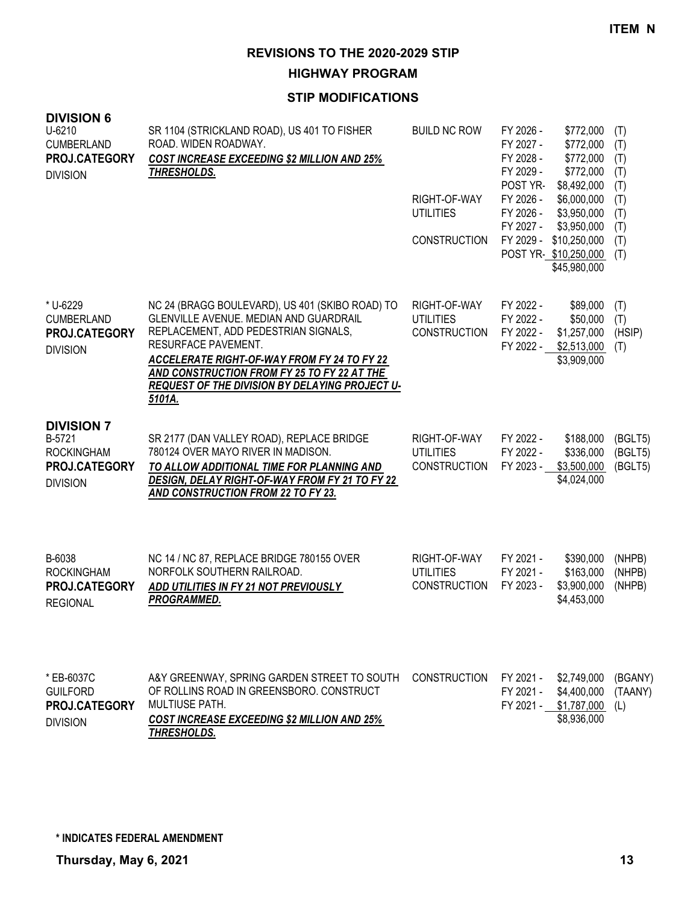ITEM N

# REVISIONS TO THE 2020-2029 STIP

## HIGHWAY PROGRAM

### STIP MODIFICATIONS

## DIVISION 6

| Project | Description | Category | Year | Amount | Fund |
|---|---|---|---|---|---|
| U-6210<br>CUMBERLAND<br>**PROJ.CATEGORY**<br>DIVISION | SR 1104 (STRICKLAND ROAD), US 401 TO FISHER ROAD. WIDEN ROADWAY.<br>***COST INCREASE EXCEEDING $2 MILLION AND 25% THRESHOLDS.*** | BUILD NC ROW | FY 2026 - | $772,000 | (T) |
| | | | FY 2027 - | $772,000 | (T) |
| | | | FY 2028 - | $772,000 | (T) |
| | | | FY 2029 - | $772,000 | (T) |
| | | | POST YR- | $8,492,000 | (T) |
| | | RIGHT-OF-WAY | FY 2026 - | $6,000,000 | (T) |
| | | UTILITIES | FY 2026 - | $3,950,000 | (T) |
| | | | FY 2027 - | $3,950,000 | (T) |
| | | CONSTRUCTION | FY 2029 - | $10,250,000 | (T) |
| | | | POST YR- | $10,250,000 | (T) |
| | | | | $45,980,000 | |
| * U-6229<br>CUMBERLAND<br>**PROJ.CATEGORY**<br>DIVISION | NC 24 (BRAGG BOULEVARD), US 401 (SKIBO ROAD) TO GLENVILLE AVENUE. MEDIAN AND GUARDRAIL REPLACEMENT, ADD PEDESTRIAN SIGNALS, RESURFACE PAVEMENT.<br>***ACCELERATE RIGHT-OF-WAY FROM FY 24 TO FY 22 AND CONSTRUCTION FROM FY 25 TO FY 22 AT THE REQUEST OF THE DIVISION BY DELAYING PROJECT U-5101A.*** | RIGHT-OF-WAY | FY 2022 - | $89,000 | (T) |
| | | UTILITIES | FY 2022 - | $50,000 | (T) |
| | | CONSTRUCTION | FY 2022 - | $1,257,000 | (HSIP) |
| | | | FY 2022 - | $2,513,000 | (T) |
| | | | | $3,909,000 | |

## DIVISION 7

| Project | Description | Category | Year | Amount | Fund |
|---|---|---|---|---|---|
| B-5721<br>ROCKINGHAM<br>**PROJ.CATEGORY**<br>DIVISION | SR 2177 (DAN VALLEY ROAD), REPLACE BRIDGE 780124 OVER MAYO RIVER IN MADISON.<br>***TO ALLOW ADDITIONAL TIME FOR PLANNING AND DESIGN, DELAY RIGHT-OF-WAY FROM FY 21 TO FY 22 AND CONSTRUCTION FROM 22 TO FY 23.*** | RIGHT-OF-WAY | FY 2022 - | $188,000 | (BGLT5) |
| | | UTILITIES | FY 2022 - | $336,000 | (BGLT5) |
| | | CONSTRUCTION | FY 2023 - | $3,500,000 | (BGLT5) |
| | | | | $4,024,000 | |
| B-6038<br>ROCKINGHAM<br>**PROJ.CATEGORY**<br>REGIONAL | NC 14 / NC 87, REPLACE BRIDGE 780155 OVER NORFOLK SOUTHERN RAILROAD.<br>***ADD UTILITIES IN FY 21 NOT PREVIOUSLY PROGRAMMED.*** | RIGHT-OF-WAY | FY 2021 - | $390,000 | (NHPB) |
| | | UTILITIES | FY 2021 - | $163,000 | (NHPB) |
| | | CONSTRUCTION | FY 2023 - | $3,900,000 | (NHPB) |
| | | | | $4,453,000 | |
| * EB-6037C<br>GUILFORD<br>**PROJ.CATEGORY**<br>DIVISION | A&Y GREENWAY, SPRING GARDEN STREET TO SOUTH OF ROLLINS ROAD IN GREENSBORO. CONSTRUCT MULTIUSE PATH.<br>***COST INCREASE EXCEEDING $2 MILLION AND 25% THRESHOLDS.*** | CONSTRUCTION | FY 2021 - | $2,749,000 | (BGANY) |
| | | | FY 2021 - | $4,400,000 | (TAANY) |
| | | | FY 2021 - | $1,787,000 | (L) |
| | | | | $8,936,000 | |

**\* INDICATES FEDERAL AMENDMENT**

**Thursday, May 6, 2021**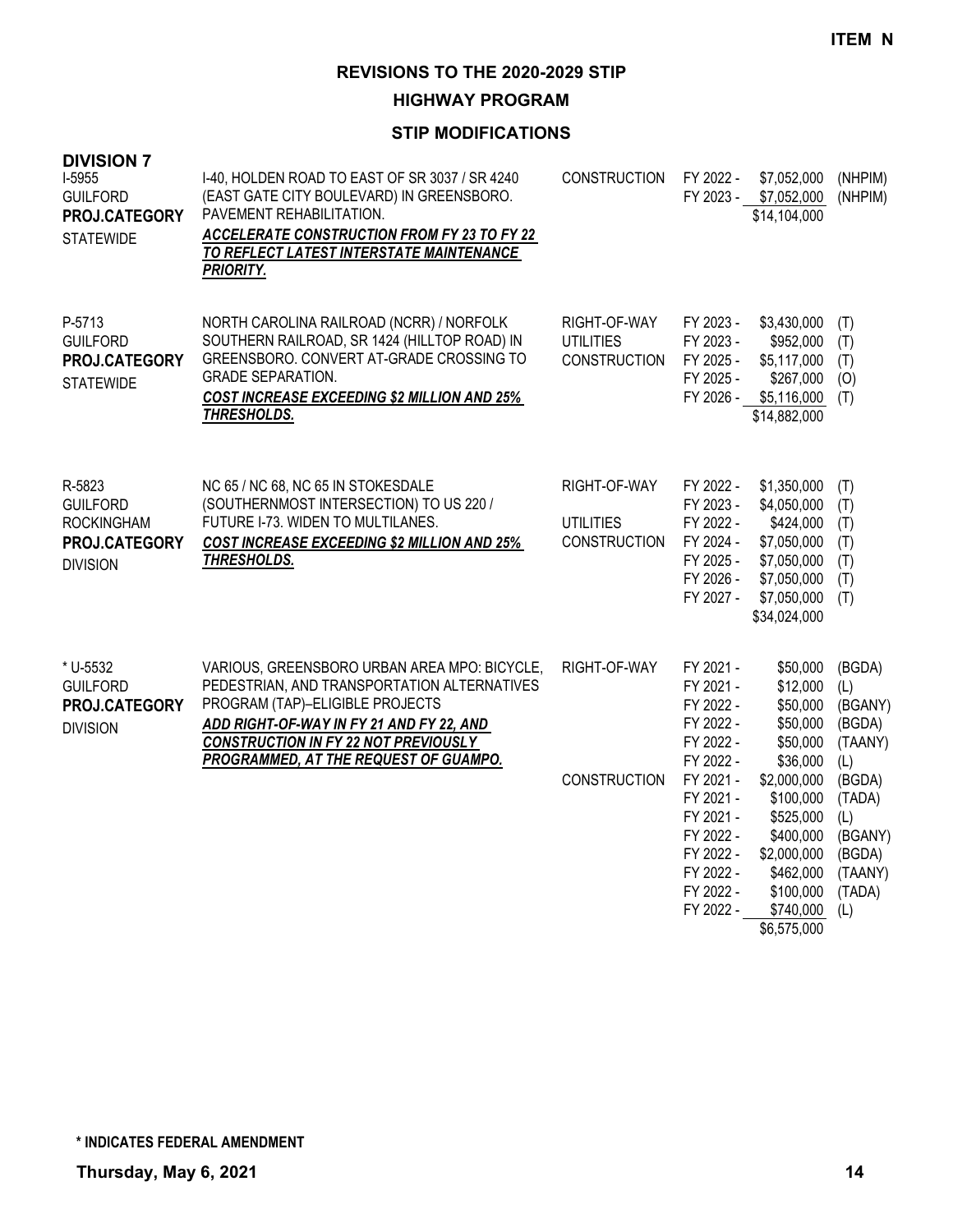ITEM N

# REVISIONS TO THE 2020-2029 STIP

## HIGHWAY PROGRAM

### STIP MODIFICATIONS

**DIVISION 7**

| Project | Description | Phase | Fiscal Year | Amount | Fund |
|---|---|---|---|---|---|
| I-5955<br>GUILFORD<br>**PROJ.CATEGORY**<br>STATEWIDE | I-40, HOLDEN ROAD TO EAST OF SR 3037 / SR 4240 (EAST GATE CITY BOULEVARD) IN GREENSBORO. PAVEMENT REHABILITATION.<br>***ACCELERATE CONSTRUCTION FROM FY 23 TO FY 22 TO REFLECT LATEST INTERSTATE MAINTENANCE PRIORITY.*** | CONSTRUCTION | FY 2022 - | $7,052,000 | (NHPIM) |
| | | | FY 2023 - | $7,052,000 | (NHPIM) |
| | | | | $14,104,000 | |
| P-5713<br>GUILFORD<br>**PROJ.CATEGORY**<br>STATEWIDE | NORTH CAROLINA RAILROAD (NCRR) / NORFOLK SOUTHERN RAILROAD, SR 1424 (HILLTOP ROAD) IN GREENSBORO. CONVERT AT-GRADE CROSSING TO GRADE SEPARATION.<br>***COST INCREASE EXCEEDING $2 MILLION AND 25% THRESHOLDS.*** | RIGHT-OF-WAY | FY 2023 - | $3,430,000 | (T) |
| | | UTILITIES | FY 2023 - | $952,000 | (T) |
| | | CONSTRUCTION | FY 2025 - | $5,117,000 | (T) |
| | | | FY 2025 - | $267,000 | (O) |
| | | | FY 2026 - | $5,116,000 | (T) |
| | | | | $14,882,000 | |
| R-5823<br>GUILFORD<br>ROCKINGHAM<br>**PROJ.CATEGORY**<br>DIVISION | NC 65 / NC 68, NC 65 IN STOKESDALE (SOUTHERNMOST INTERSECTION) TO US 220 / FUTURE I-73. WIDEN TO MULTILANES.<br>***COST INCREASE EXCEEDING $2 MILLION AND 25% THRESHOLDS.*** | RIGHT-OF-WAY | FY 2022 - | $1,350,000 | (T) |
| | | | FY 2023 - | $4,050,000 | (T) |
| | | UTILITIES | FY 2022 - | $424,000 | (T) |
| | | CONSTRUCTION | FY 2024 - | $7,050,000 | (T) |
| | | | FY 2025 - | $7,050,000 | (T) |
| | | | FY 2026 - | $7,050,000 | (T) |
| | | | FY 2027 - | $7,050,000 | (T) |
| | | | | $34,024,000 | |
| * U-5532<br>GUILFORD<br>**PROJ.CATEGORY**<br>DIVISION | VARIOUS, GREENSBORO URBAN AREA MPO: BICYCLE, PEDESTRIAN, AND TRANSPORTATION ALTERNATIVES PROGRAM (TAP)–ELIGIBLE PROJECTS<br>***ADD RIGHT-OF-WAY IN FY 21 AND FY 22, AND CONSTRUCTION IN FY 22 NOT PREVIOUSLY PROGRAMMED, AT THE REQUEST OF GUAMPO.*** | RIGHT-OF-WAY | FY 2021 - | $50,000 | (BGDA) |
| | | | FY 2021 - | $12,000 | (L) |
| | | | FY 2022 - | $50,000 | (BGANY) |
| | | | FY 2022 - | $50,000 | (BGDA) |
| | | | FY 2022 - | $50,000 | (TAANY) |
| | | | FY 2022 - | $36,000 | (L) |
| | | CONSTRUCTION | FY 2021 - | $2,000,000 | (BGDA) |
| | | | FY 2021 - | $100,000 | (TADA) |
| | | | FY 2021 - | $525,000 | (L) |
| | | | FY 2022 - | $400,000 | (BGANY) |
| | | | FY 2022 - | $2,000,000 | (BGDA) |
| | | | FY 2022 - | $462,000 | (TAANY) |
| | | | FY 2022 - | $100,000 | (TADA) |
| | | | FY 2022 - | $740,000 | (L) |
| | | | | $6,575,000 | |

**\* INDICATES FEDERAL AMENDMENT**

**Thursday, May 6, 2021**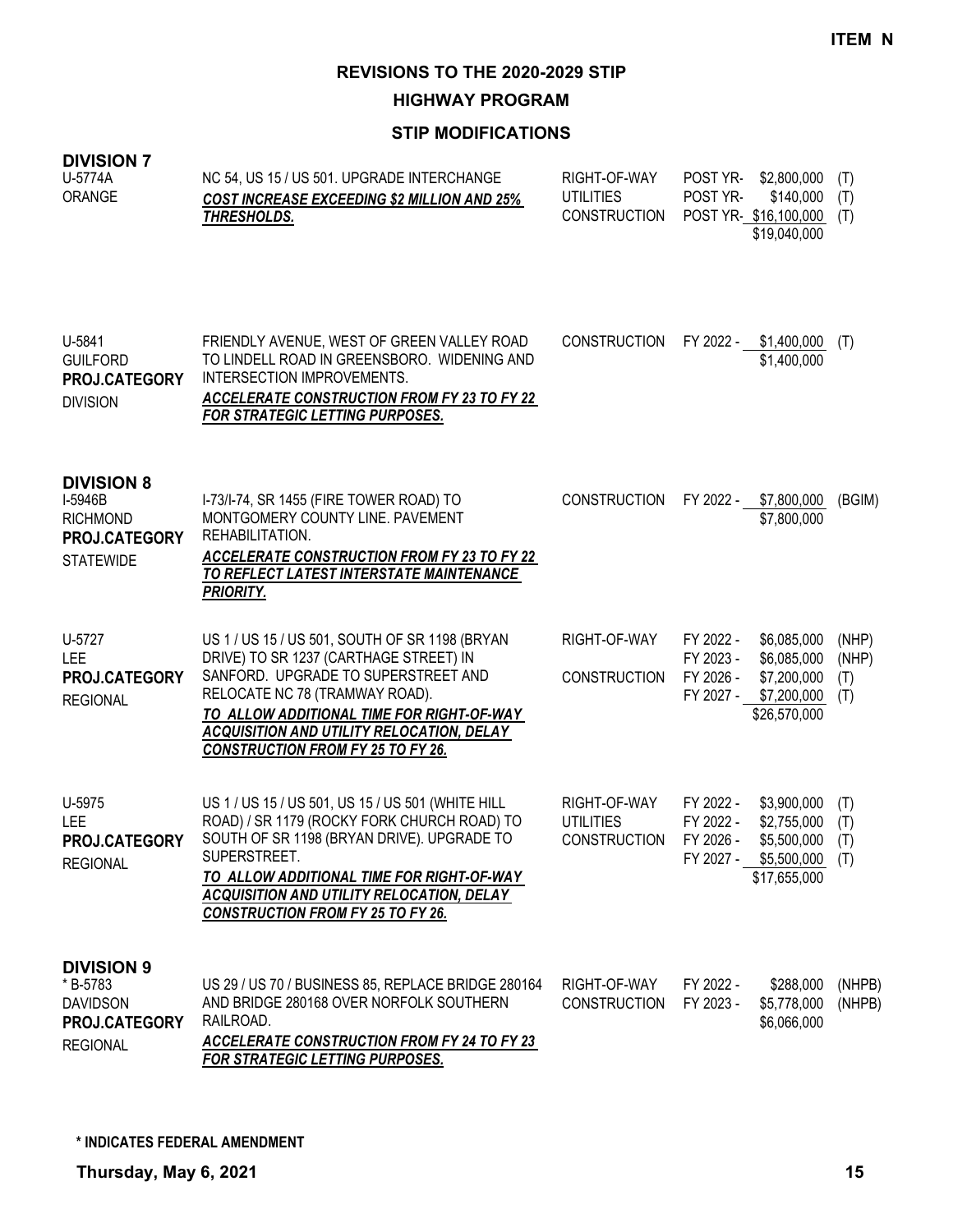**ITEM N**

# REVISIONS TO THE 2020-2029 STIP

## HIGHWAY PROGRAM

### STIP MODIFICATIONS

## DIVISION 7

| Project | Description | Phase | Year | Amount | Fund |
|---|---|---|---|---|---|
| U-5774A<br>ORANGE | NC 54, US 15 / US 501. UPGRADE INTERCHANGE<br>***COST INCREASE EXCEEDING $2 MILLION AND 25% THRESHOLDS.*** | RIGHT-OF-WAY | POST YR- | $2,800,000 | (T) |
| | | UTILITIES | POST YR- | $140,000 | (T) |
| | | CONSTRUCTION | POST YR- | $16,100,000 | (T) |
| | | | | $19,040,000 | |
| U-5841<br>GUILFORD<br>**PROJ.CATEGORY**<br>DIVISION | FRIENDLY AVENUE, WEST OF GREEN VALLEY ROAD TO LINDELL ROAD IN GREENSBORO. WIDENING AND INTERSECTION IMPROVEMENTS.<br>***ACCELERATE CONSTRUCTION FROM FY 23 TO FY 22 FOR STRATEGIC LETTING PURPOSES.*** | CONSTRUCTION | FY 2022 - | $1,400,000 | (T) |
| | | | | $1,400,000 | |

## DIVISION 8

| Project | Description | Phase | Year | Amount | Fund |
|---|---|---|---|---|---|
| I-5946B<br>RICHMOND<br>**PROJ.CATEGORY**<br>STATEWIDE | I-73/I-74, SR 1455 (FIRE TOWER ROAD) TO MONTGOMERY COUNTY LINE. PAVEMENT REHABILITATION.<br>***ACCELERATE CONSTRUCTION FROM FY 23 TO FY 22 TO REFLECT LATEST INTERSTATE MAINTENANCE PRIORITY.*** | CONSTRUCTION | FY 2022 - | $7,800,000 | (BGIM) |
| | | | | $7,800,000 | |
| U-5727<br>LEE<br>**PROJ.CATEGORY**<br>REGIONAL | US 1 / US 15 / US 501, SOUTH OF SR 1198 (BRYAN DRIVE) TO SR 1237 (CARTHAGE STREET) IN SANFORD. UPGRADE TO SUPERSTREET AND RELOCATE NC 78 (TRAMWAY ROAD).<br>***TO ALLOW ADDITIONAL TIME FOR RIGHT-OF-WAY ACQUISITION AND UTILITY RELOCATION, DELAY CONSTRUCTION FROM FY 25 TO FY 26.*** | RIGHT-OF-WAY | FY 2022 - | $6,085,000 | (NHP) |
| | | | FY 2023 - | $6,085,000 | (NHP) |
| | | CONSTRUCTION | FY 2026 - | $7,200,000 | (T) |
| | | | FY 2027 - | $7,200,000 | (T) |
| | | | | $26,570,000 | |
| U-5975<br>LEE<br>**PROJ.CATEGORY**<br>REGIONAL | US 1 / US 15 / US 501, US 15 / US 501 (WHITE HILL ROAD) / SR 1179 (ROCKY FORK CHURCH ROAD) TO SOUTH OF SR 1198 (BRYAN DRIVE). UPGRADE TO SUPERSTREET.<br>***TO ALLOW ADDITIONAL TIME FOR RIGHT-OF-WAY ACQUISITION AND UTILITY RELOCATION, DELAY CONSTRUCTION FROM FY 25 TO FY 26.*** | RIGHT-OF-WAY | FY 2022 - | $3,900,000 | (T) |
| | | UTILITIES | FY 2022 - | $2,755,000 | (T) |
| | | CONSTRUCTION | FY 2026 - | $5,500,000 | (T) |
| | | | FY 2027 - | $5,500,000 | (T) |
| | | | | $17,655,000 | |

## DIVISION 9

| Project | Description | Phase | Year | Amount | Fund |
|---|---|---|---|---|---|
| * B-5783<br>DAVIDSON<br>**PROJ.CATEGORY**<br>REGIONAL | US 29 / US 70 / BUSINESS 85, REPLACE BRIDGE 280164 AND BRIDGE 280168 OVER NORFOLK SOUTHERN RAILROAD.<br>***ACCELERATE CONSTRUCTION FROM FY 24 TO FY 23 FOR STRATEGIC LETTING PURPOSES.*** | RIGHT-OF-WAY | FY 2022 - | $288,000 | (NHPB) |
| | | CONSTRUCTION | FY 2023 - | $5,778,000 | (NHPB) |
| | | | | $6,066,000 | |

**\* INDICATES FEDERAL AMENDMENT**

**Thursday, May 6, 2021**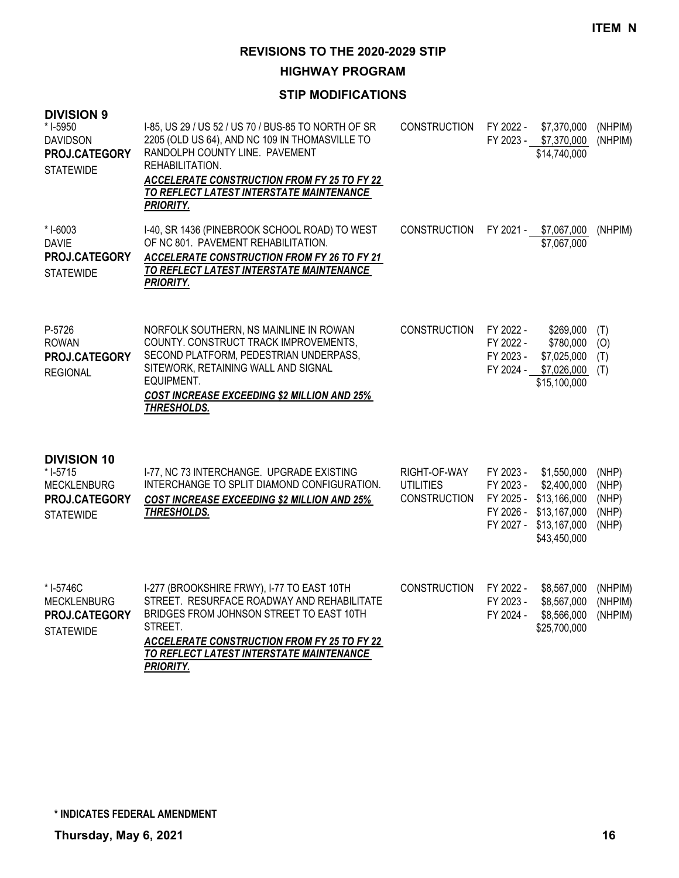**ITEM N**

## REVISIONS TO THE 2020-2029 STIP

### HIGHWAY PROGRAM

### STIP MODIFICATIONS

**DIVISION 9**

| Project | Description | Work Type | Fiscal Year | Amount | Fund |
|---|---|---|---|---|---|
| * I-5950<br>DAVIDSON<br>**PROJ.CATEGORY**<br>STATEWIDE | I-85, US 29 / US 52 / US 70 / BUS-85 TO NORTH OF SR 2205 (OLD US 64), AND NC 109 IN THOMASVILLE TO RANDOLPH COUNTY LINE. PAVEMENT REHABILITATION.<br>***ACCELERATE CONSTRUCTION FROM FY 25 TO FY 22 TO REFLECT LATEST INTERSTATE MAINTENANCE PRIORITY.*** | CONSTRUCTION | FY 2022 -<br>FY 2023 - | $7,370,000<br>$7,370,000<br>$14,740,000 | (NHPIM)<br>(NHPIM) |
| * I-6003<br>DAVIE<br>**PROJ.CATEGORY**<br>STATEWIDE | I-40, SR 1436 (PINEBROOK SCHOOL ROAD) TO WEST OF NC 801. PAVEMENT REHABILITATION.<br>***ACCELERATE CONSTRUCTION FROM FY 26 TO FY 21 TO REFLECT LATEST INTERSTATE MAINTENANCE PRIORITY.*** | CONSTRUCTION | FY 2021 - | $7,067,000<br>$7,067,000 | (NHPIM) |
| P-5726<br>ROWAN<br>**PROJ.CATEGORY**<br>REGIONAL | NORFOLK SOUTHERN, NS MAINLINE IN ROWAN COUNTY. CONSTRUCT TRACK IMPROVEMENTS, SECOND PLATFORM, PEDESTRIAN UNDERPASS, SITEWORK, RETAINING WALL AND SIGNAL EQUIPMENT.<br>***COST INCREASE EXCEEDING $2 MILLION AND 25% THRESHOLDS.*** | CONSTRUCTION | FY 2022 -<br>FY 2022 -<br>FY 2023 -<br>FY 2024 - | $269,000<br>$780,000<br>$7,025,000<br>$7,026,000<br>$15,100,000 | (T)<br>(O)<br>(T)<br>(T) |

**DIVISION 10**

| Project | Description | Work Type | Fiscal Year | Amount | Fund |
|---|---|---|---|---|---|
| * I-5715<br>MECKLENBURG<br>**PROJ.CATEGORY**<br>STATEWIDE | I-77, NC 73 INTERCHANGE. UPGRADE EXISTING INTERCHANGE TO SPLIT DIAMOND CONFIGURATION.<br>***COST INCREASE EXCEEDING $2 MILLION AND 25% THRESHOLDS.*** | RIGHT-OF-WAY<br>UTILITIES<br>CONSTRUCTION | FY 2023 -<br>FY 2023 -<br>FY 2025 -<br>FY 2026 -<br>FY 2027 - | $1,550,000<br>$2,400,000<br>$13,166,000<br>$13,167,000<br>$13,167,000<br>$43,450,000 | (NHP)<br>(NHP)<br>(NHP)<br>(NHP)<br>(NHP) |
| * I-5746C<br>MECKLENBURG<br>**PROJ.CATEGORY**<br>STATEWIDE | I-277 (BROOKSHIRE FRWY), I-77 TO EAST 10TH STREET. RESURFACE ROADWAY AND REHABILITATE BRIDGES FROM JOHNSON STREET TO EAST 10TH STREET.<br>***ACCELERATE CONSTRUCTION FROM FY 25 TO FY 22 TO REFLECT LATEST INTERSTATE MAINTENANCE PRIORITY.*** | CONSTRUCTION | FY 2022 -<br>FY 2023 -<br>FY 2024 - | $8,567,000<br>$8,567,000<br>$8,566,000<br>$25,700,000 | (NHPIM)<br>(NHPIM)<br>(NHPIM) |

**\* INDICATES FEDERAL AMENDMENT**

**Thursday, May 6, 2021**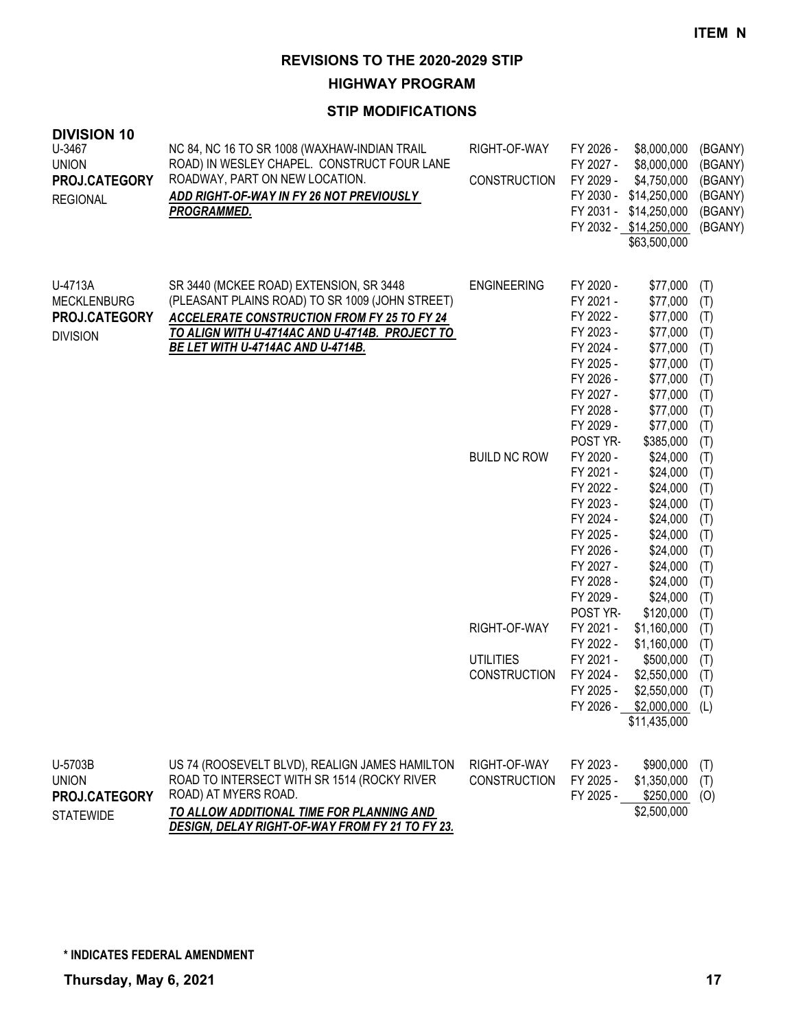**ITEM N**

# REVISIONS TO THE 2020-2029 STIP

## HIGHWAY PROGRAM

### STIP MODIFICATIONS

**DIVISION 10**

| Project | Description | Work Type | Fiscal Year | Amount | Fund |
|---|---|---|---|---|---|
| U-3467<br>UNION<br>**PROJ.CATEGORY**<br>REGIONAL | NC 84, NC 16 TO SR 1008 (WAXHAW-INDIAN TRAIL ROAD) IN WESLEY CHAPEL. CONSTRUCT FOUR LANE ROADWAY, PART ON NEW LOCATION.<br>***ADD RIGHT-OF-WAY IN FY 26 NOT PREVIOUSLY PROGRAMMED.*** | RIGHT-OF-WAY | FY 2026 - | $8,000,000 | (BGANY) |
| | | | FY 2027 - | $8,000,000 | (BGANY) |
| | | CONSTRUCTION | FY 2029 - | $4,750,000 | (BGANY) |
| | | | FY 2030 - | $14,250,000 | (BGANY) |
| | | | FY 2031 - | $14,250,000 | (BGANY) |
| | | | FY 2032 - | $14,250,000 | (BGANY) |
| | | | | $63,500,000 | |
| U-4713A<br>MECKLENBURG<br>**PROJ.CATEGORY**<br>DIVISION | SR 3440 (MCKEE ROAD) EXTENSION, SR 3448 (PLEASANT PLAINS ROAD) TO SR 1009 (JOHN STREET)<br>***ACCELERATE CONSTRUCTION FROM FY 25 TO FY 24 TO ALIGN WITH U-4714AC AND U-4714B. PROJECT TO BE LET WITH U-4714AC AND U-4714B.*** | ENGINEERING | FY 2020 - | $77,000 | (T) |
| | | | FY 2021 - | $77,000 | (T) |
| | | | FY 2022 - | $77,000 | (T) |
| | | | FY 2023 - | $77,000 | (T) |
| | | | FY 2024 - | $77,000 | (T) |
| | | | FY 2025 - | $77,000 | (T) |
| | | | FY 2026 - | $77,000 | (T) |
| | | | FY 2027 - | $77,000 | (T) |
| | | | FY 2028 - | $77,000 | (T) |
| | | | FY 2029 - | $77,000 | (T) |
| | | | POST YR- | $385,000 | (T) |
| | | BUILD NC ROW | FY 2020 - | $24,000 | (T) |
| | | | FY 2021 - | $24,000 | (T) |
| | | | FY 2022 - | $24,000 | (T) |
| | | | FY 2023 - | $24,000 | (T) |
| | | | FY 2024 - | $24,000 | (T) |
| | | | FY 2025 - | $24,000 | (T) |
| | | | FY 2026 - | $24,000 | (T) |
| | | | FY 2027 - | $24,000 | (T) |
| | | | FY 2028 - | $24,000 | (T) |
| | | | FY 2029 - | $24,000 | (T) |
| | | | POST YR- | $120,000 | (T) |
| | | RIGHT-OF-WAY | FY 2021 - | $1,160,000 | (T) |
| | | | FY 2022 - | $1,160,000 | (T) |
| | | UTILITIES | FY 2021 - | $500,000 | (T) |
| | | CONSTRUCTION | FY 2024 - | $2,550,000 | (T) |
| | | | FY 2025 - | $2,550,000 | (T) |
| | | | FY 2026 - | $2,000,000 | (L) |
| | | | | $11,435,000 | |
| U-5703B<br>UNION<br>**PROJ.CATEGORY**<br>STATEWIDE | US 74 (ROOSEVELT BLVD), REALIGN JAMES HAMILTON ROAD TO INTERSECT WITH SR 1514 (ROCKY RIVER ROAD) AT MYERS ROAD.<br>***TO ALLOW ADDITIONAL TIME FOR PLANNING AND DESIGN, DELAY RIGHT-OF-WAY FROM FY 21 TO FY 23.*** | RIGHT-OF-WAY | FY 2023 - | $900,000 | (T) |
| | | CONSTRUCTION | FY 2025 - | $1,350,000 | (T) |
| | | | FY 2025 - | $250,000 | (O) |
| | | | | $2,500,000 | |

**\* INDICATES FEDERAL AMENDMENT**

**Thursday, May 6, 2021**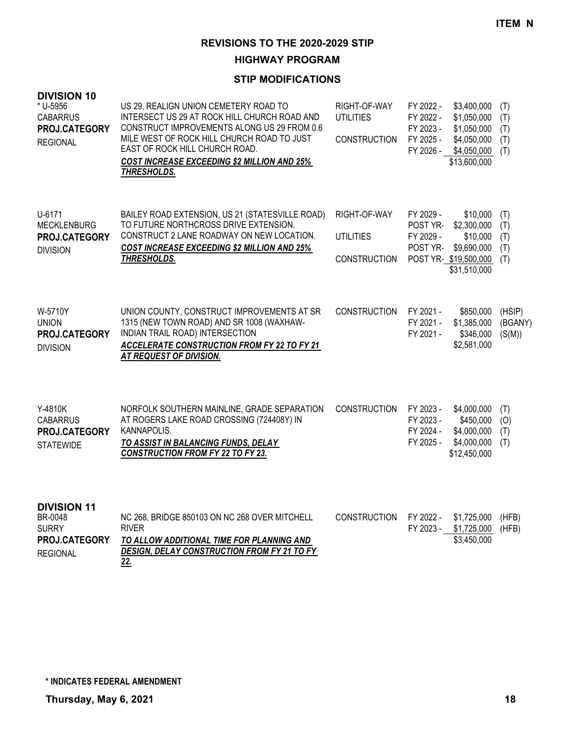**ITEM N**

# REVISIONS TO THE 2020-2029 STIP

## HIGHWAY PROGRAM

### STIP MODIFICATIONS

## DIVISION 10

| Project | Description | Work Type | Fiscal Year | Amount | Fund |
|---|---|---|---|---|---|
| * U-5956<br>CABARRUS<br>**PROJ.CATEGORY**<br>REGIONAL | US 29, REALIGN UNION CEMETERY ROAD TO INTERSECT US 29 AT ROCK HILL CHURCH ROAD AND CONSTRUCT IMPROVEMENTS ALONG US 29 FROM 0.6 MILE WEST OF ROCK HILL CHURCH ROAD TO JUST EAST OF ROCK HILL CHURCH ROAD.<br>***COST INCREASE EXCEEDING $2 MILLION AND 25% THRESHOLDS.*** | RIGHT-OF-WAY | FY 2022 - | $3,400,000 | (T) |
| | | UTILITIES | FY 2022 - | $1,050,000 | (T) |
| | | | FY 2023 - | $1,050,000 | (T) |
| | | CONSTRUCTION | FY 2025 - | $4,050,000 | (T) |
| | | | FY 2026 - | $4,050,000 | (T) |
| | | | | $13,600,000 | |
| U-6171<br>MECKLENBURG<br>**PROJ.CATEGORY**<br>DIVISION | BAILEY ROAD EXTENSION, US 21 (STATESVILLE ROAD) TO FUTURE NORTHCROSS DRIVE EXTENSION. CONSTRUCT 2 LANE ROADWAY ON NEW LOCATION.<br>***COST INCREASE EXCEEDING $2 MILLION AND 25% THRESHOLDS.*** | RIGHT-OF-WAY | FY 2029 - | $10,000 | (T) |
| | | | POST YR- | $2,300,000 | (T) |
| | | UTILITIES | FY 2029 - | $10,000 | (T) |
| | | | POST YR- | $9,690,000 | (T) |
| | | CONSTRUCTION | POST YR- | $19,500,000 | (T) |
| | | | | $31,510,000 | |
| W-5710Y<br>UNION<br>**PROJ.CATEGORY**<br>DIVISION | UNION COUNTY, CONSTRUCT IMPROVEMENTS AT SR 1315 (NEW TOWN ROAD) AND SR 1008 (WAXHAW-INDIAN TRAIL ROAD) INTERSECTION<br>***ACCELERATE CONSTRUCTION FROM FY 22 TO FY 21 AT REQUEST OF DIVISION.*** | CONSTRUCTION | FY 2021 - | $850,000 | (HSIP) |
| | | | FY 2021 - | $1,385,000 | (BGANY) |
| | | | FY 2021 - | $346,000 | (S(M)) |
| | | | | $2,581,000 | |
| Y-4810K<br>CABARRUS<br>**PROJ.CATEGORY**<br>STATEWIDE | NORFOLK SOUTHERN MAINLINE, GRADE SEPARATION AT ROGERS LAKE ROAD CROSSING (724408Y) IN KANNAPOLIS.<br>***TO ASSIST IN BALANCING FUNDS, DELAY CONSTRUCTION FROM FY 22 TO FY 23.*** | CONSTRUCTION | FY 2023 - | $4,000,000 | (T) |
| | | | FY 2023 - | $450,000 | (O) |
| | | | FY 2024 - | $4,000,000 | (T) |
| | | | FY 2025 - | $4,000,000 | (T) |
| | | | | $12,450,000 | |

## DIVISION 11

| Project | Description | Work Type | Fiscal Year | Amount | Fund |
|---|---|---|---|---|---|
| BR-0048<br>SURRY<br>**PROJ.CATEGORY**<br>REGIONAL | NC 268, BRIDGE 850103 ON NC 268 OVER MITCHELL RIVER<br>***TO ALLOW ADDITIONAL TIME FOR PLANNING AND DESIGN, DELAY CONSTRUCTION FROM FY 21 TO FY 22.*** | CONSTRUCTION | FY 2022 - | $1,725,000 | (HFB) |
| | | | FY 2023 - | $1,725,000 | (HFB) |
| | | | | $3,450,000 | |

**\* INDICATES FEDERAL AMENDMENT**

**Thursday, May 6, 2021**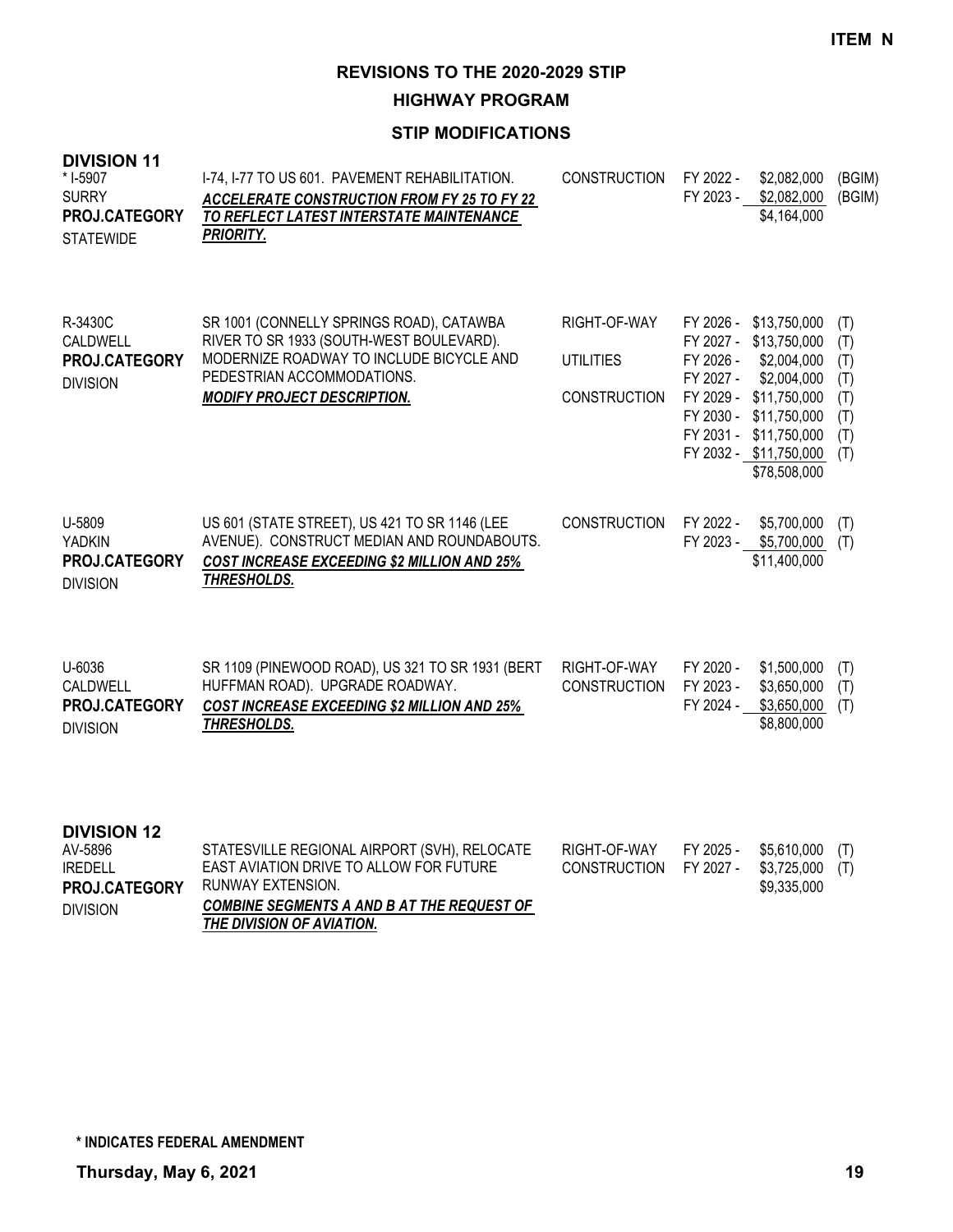**ITEM N**

# REVISIONS TO THE 2020-2029 STIP

## HIGHWAY PROGRAM

### STIP MODIFICATIONS

**DIVISION 11**

| Project | Description | Work Type | Fiscal Year | Amount | Fund |
|---|---|---|---|---|---|
| * I-5907<br>SURRY<br>**PROJ.CATEGORY**<br>STATEWIDE | I-74, I-77 TO US 601. PAVEMENT REHABILITATION.<br>***ACCELERATE CONSTRUCTION FROM FY 25 TO FY 22 TO REFLECT LATEST INTERSTATE MAINTENANCE PRIORITY.*** | CONSTRUCTION | FY 2022 - | $2,082,000 | (BGIM) |
| | | | FY 2023 - | $2,082,000 | (BGIM) |
| | | | | $4,164,000 | |
| R-3430C<br>CALDWELL<br>**PROJ.CATEGORY**<br>DIVISION | SR 1001 (CONNELLY SPRINGS ROAD), CATAWBA RIVER TO SR 1933 (SOUTH-WEST BOULEVARD). MODERNIZE ROADWAY TO INCLUDE BICYCLE AND PEDESTRIAN ACCOMMODATIONS.<br>***MODIFY PROJECT DESCRIPTION.*** | RIGHT-OF-WAY | FY 2026 - | $13,750,000 | (T) |
| | | | FY 2027 - | $13,750,000 | (T) |
| | | UTILITIES | FY 2026 - | $2,004,000 | (T) |
| | | | FY 2027 - | $2,004,000 | (T) |
| | | CONSTRUCTION | FY 2029 - | $11,750,000 | (T) |
| | | | FY 2030 - | $11,750,000 | (T) |
| | | | FY 2031 - | $11,750,000 | (T) |
| | | | FY 2032 - | $11,750,000 | (T) |
| | | | | $78,508,000 | |
| U-5809<br>YADKIN<br>**PROJ.CATEGORY**<br>DIVISION | US 601 (STATE STREET), US 421 TO SR 1146 (LEE AVENUE). CONSTRUCT MEDIAN AND ROUNDABOUTS.<br>***COST INCREASE EXCEEDING $2 MILLION AND 25% THRESHOLDS.*** | CONSTRUCTION | FY 2022 - | $5,700,000 | (T) |
| | | | FY 2023 - | $5,700,000 | (T) |
| | | | | $11,400,000 | |
| U-6036<br>CALDWELL<br>**PROJ.CATEGORY**<br>DIVISION | SR 1109 (PINEWOOD ROAD), US 321 TO SR 1931 (BERT HUFFMAN ROAD). UPGRADE ROADWAY.<br>***COST INCREASE EXCEEDING $2 MILLION AND 25% THRESHOLDS.*** | RIGHT-OF-WAY | FY 2020 - | $1,500,000 | (T) |
| | | CONSTRUCTION | FY 2023 - | $3,650,000 | (T) |
| | | | FY 2024 - | $3,650,000 | (T) |
| | | | | $8,800,000 | |

**DIVISION 12**

| Project | Description | Work Type | Fiscal Year | Amount | Fund |
|---|---|---|---|---|---|
| AV-5896<br>IREDELL<br>**PROJ.CATEGORY**<br>DIVISION | STATESVILLE REGIONAL AIRPORT (SVH), RELOCATE EAST AVIATION DRIVE TO ALLOW FOR FUTURE RUNWAY EXTENSION.<br>***COMBINE SEGMENTS A AND B AT THE REQUEST OF THE DIVISION OF AVIATION.*** | RIGHT-OF-WAY | FY 2025 - | $5,610,000 | (T) |
| | | CONSTRUCTION | FY 2027 - | $3,725,000 | (T) |
| | | | | $9,335,000 | |

**\* INDICATES FEDERAL AMENDMENT**

**Thursday, May 6, 2021**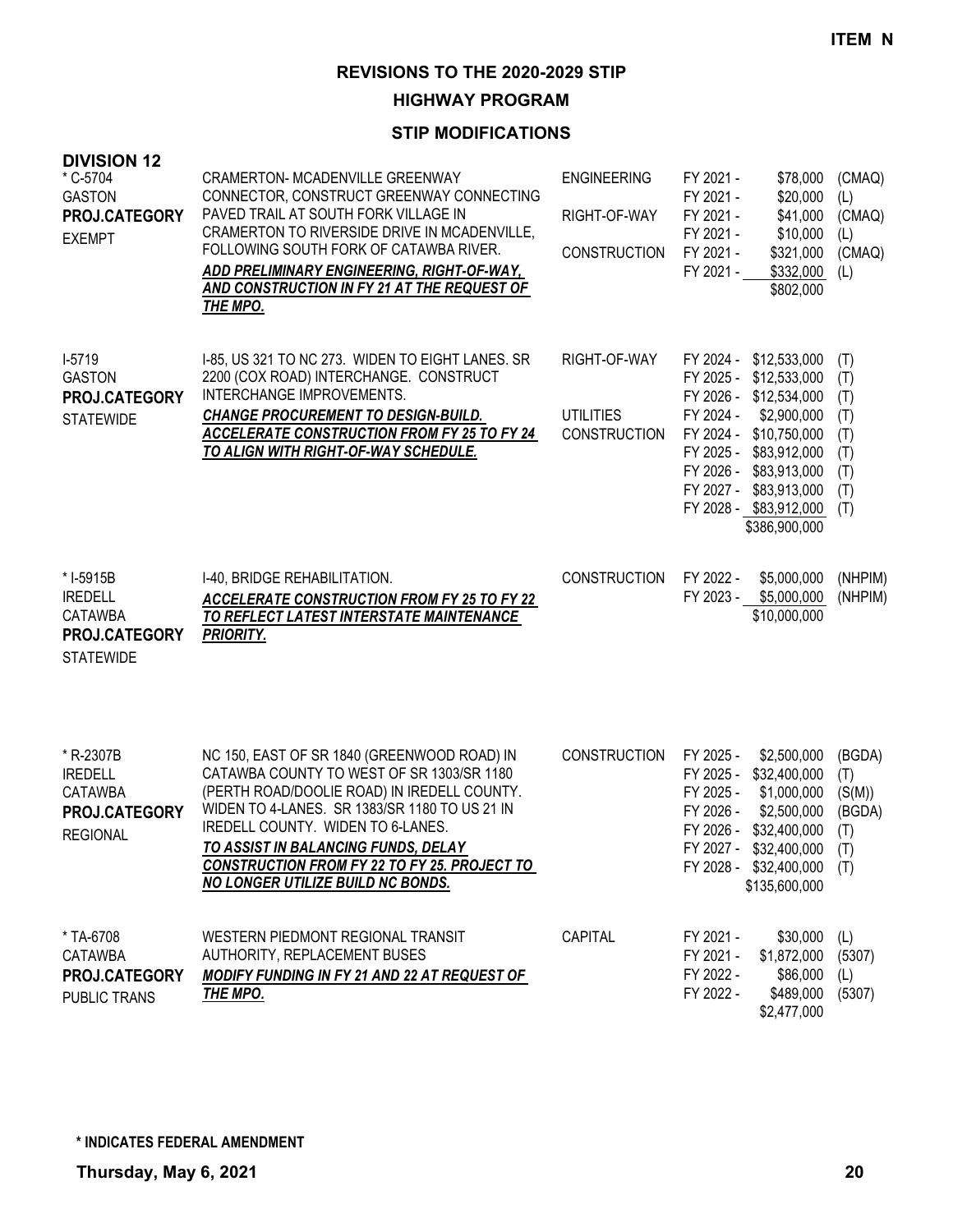**ITEM N**

# REVISIONS TO THE 2020-2029 STIP

## HIGHWAY PROGRAM

### STIP MODIFICATIONS

**DIVISION 12**

| Project | Description | Phase | Fiscal Year | Amount | Fund |
|---|---|---|---|---|---|
| * C-5704<br>GASTON<br>**PROJ.CATEGORY**<br>EXEMPT | CRAMERTON- MCADENVILLE GREENWAY CONNECTOR, CONSTRUCT GREENWAY CONNECTING PAVED TRAIL AT SOUTH FORK VILLAGE IN CRAMERTON TO RIVERSIDE DRIVE IN MCADENVILLE, FOLLOWING SOUTH FORK OF CATAWBA RIVER.<br>***ADD PRELIMINARY ENGINEERING, RIGHT-OF-WAY, AND CONSTRUCTION IN FY 21 AT THE REQUEST OF THE MPO.*** | ENGINEERING | FY 2021 - | $78,000 | (CMAQ) |
| | | | FY 2021 - | $20,000 | (L) |
| | | RIGHT-OF-WAY | FY 2021 - | $41,000 | (CMAQ) |
| | | | FY 2021 - | $10,000 | (L) |
| | | CONSTRUCTION | FY 2021 - | $321,000 | (CMAQ) |
| | | | FY 2021 - | $332,000 | (L) |
| | | | | $802,000 | |
| I-5719<br>GASTON<br>**PROJ.CATEGORY**<br>STATEWIDE | I-85, US 321 TO NC 273. WIDEN TO EIGHT LANES. SR 2200 (COX ROAD) INTERCHANGE. CONSTRUCT INTERCHANGE IMPROVEMENTS.<br>***CHANGE PROCUREMENT TO DESIGN-BUILD. ACCELERATE CONSTRUCTION FROM FY 25 TO FY 24 TO ALIGN WITH RIGHT-OF-WAY SCHEDULE.*** | RIGHT-OF-WAY | FY 2024 - | $12,533,000 | (T) |
| | | | FY 2025 - | $12,533,000 | (T) |
| | | | FY 2026 - | $12,534,000 | (T) |
| | | UTILITIES | FY 2024 - | $2,900,000 | (T) |
| | | CONSTRUCTION | FY 2024 - | $10,750,000 | (T) |
| | | | FY 2025 - | $83,912,000 | (T) |
| | | | FY 2026 - | $83,913,000 | (T) |
| | | | FY 2027 - | $83,913,000 | (T) |
| | | | FY 2028 - | $83,912,000 | (T) |
| | | | | $386,900,000 | |
| * I-5915B<br>IREDELL<br>CATAWBA<br>**PROJ.CATEGORY**<br>STATEWIDE | I-40, BRIDGE REHABILITATION.<br>***ACCELERATE CONSTRUCTION FROM FY 25 TO FY 22 TO REFLECT LATEST INTERSTATE MAINTENANCE PRIORITY.*** | CONSTRUCTION | FY 2022 - | $5,000,000 | (NHPIM) |
| | | | FY 2023 - | $5,000,000 | (NHPIM) |
| | | | | $10,000,000 | |
| * R-2307B<br>IREDELL<br>CATAWBA<br>**PROJ.CATEGORY**<br>REGIONAL | NC 150, EAST OF SR 1840 (GREENWOOD ROAD) IN CATAWBA COUNTY TO WEST OF SR 1303/SR 1180 (PERTH ROAD/DOOLIE ROAD) IN IREDELL COUNTY. WIDEN TO 4-LANES. SR 1383/SR 1180 TO US 21 IN IREDELL COUNTY. WIDEN TO 6-LANES.<br>***TO ASSIST IN BALANCING FUNDS, DELAY CONSTRUCTION FROM FY 22 TO FY 25. PROJECT TO NO LONGER UTILIZE BUILD NC BONDS.*** | CONSTRUCTION | FY 2025 - | $2,500,000 | (BGDA) |
| | | | FY 2025 - | $32,400,000 | (T) |
| | | | FY 2025 - | $1,000,000 | (S(M)) |
| | | | FY 2026 - | $2,500,000 | (BGDA) |
| | | | FY 2026 - | $32,400,000 | (T) |
| | | | FY 2027 - | $32,400,000 | (T) |
| | | | FY 2028 - | $32,400,000 | (T) |
| | | | | $135,600,000 | |
| * TA-6708<br>CATAWBA<br>**PROJ.CATEGORY**<br>PUBLIC TRANS | WESTERN PIEDMONT REGIONAL TRANSIT AUTHORITY, REPLACEMENT BUSES<br>***MODIFY FUNDING IN FY 21 AND 22 AT REQUEST OF THE MPO.*** | CAPITAL | FY 2021 - | $30,000 | (L) |
| | | | FY 2021 - | $1,872,000 | (5307) |
| | | | FY 2022 - | $86,000 | (L) |
| | | | FY 2022 - | $489,000 | (5307) |
| | | | | $2,477,000 | |

**\* INDICATES FEDERAL AMENDMENT**

**Thursday, May 6, 2021**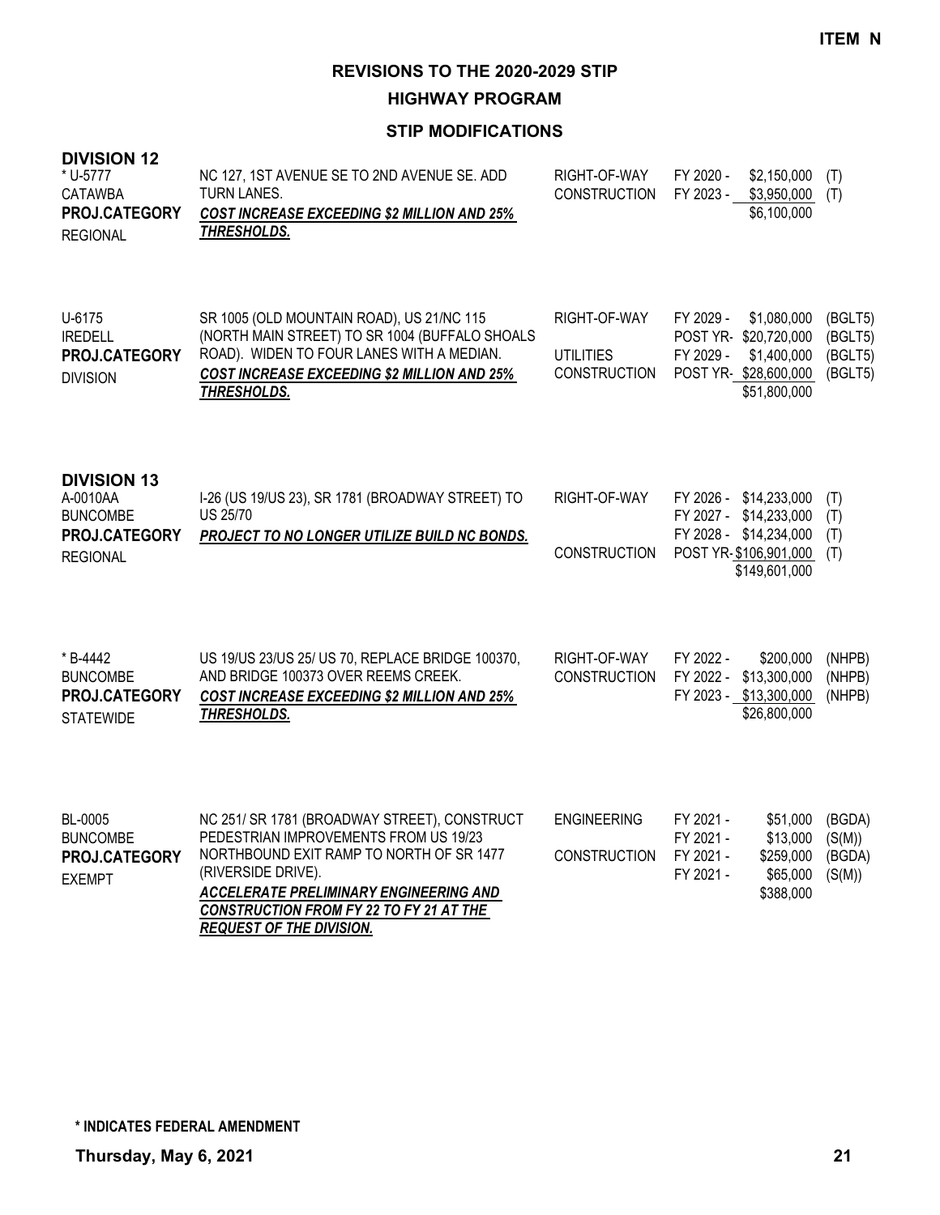**ITEM N**

# REVISIONS TO THE 2020-2029 STIP

## HIGHWAY PROGRAM

### STIP MODIFICATIONS

**DIVISION 12**

| Project | Description | Work Type | Fiscal Year | Amount | Funding |
|---|---|---|---|---|---|
| * U-5777<br>CATAWBA<br>**PROJ.CATEGORY**<br>REGIONAL | NC 127, 1ST AVENUE SE TO 2ND AVENUE SE. ADD TURN LANES.<br>***COST INCREASE EXCEEDING $2 MILLION AND 25% THRESHOLDS.*** | RIGHT-OF-WAY | FY 2020 - | $2,150,000 | (T) |
| | | CONSTRUCTION | FY 2023 - | $3,950,000 | (T) |
| | | | | $6,100,000 | |
| U-6175<br>IREDELL<br>**PROJ.CATEGORY**<br>DIVISION | SR 1005 (OLD MOUNTAIN ROAD), US 21/NC 115 (NORTH MAIN STREET) TO SR 1004 (BUFFALO SHOALS ROAD). WIDEN TO FOUR LANES WITH A MEDIAN.<br>***COST INCREASE EXCEEDING $2 MILLION AND 25% THRESHOLDS.*** | RIGHT-OF-WAY | FY 2029 - | $1,080,000 | (BGLT5) |
| | | | POST YR- | $20,720,000 | (BGLT5) |
| | | UTILITIES | FY 2029 - | $1,400,000 | (BGLT5) |
| | | CONSTRUCTION | POST YR- | $28,600,000 | (BGLT5) |
| | | | | $51,800,000 | |

**DIVISION 13**

| Project | Description | Work Type | Fiscal Year | Amount | Funding |
|---|---|---|---|---|---|
| A-0010AA<br>BUNCOMBE<br>**PROJ.CATEGORY**<br>REGIONAL | I-26 (US 19/US 23), SR 1781 (BROADWAY STREET) TO US 25/70<br>***PROJECT TO NO LONGER UTILIZE BUILD NC BONDS.*** | RIGHT-OF-WAY | FY 2026 - | $14,233,000 | (T) |
| | | | FY 2027 - | $14,233,000 | (T) |
| | | | FY 2028 - | $14,234,000 | (T) |
| | | CONSTRUCTION | POST YR- | $106,901,000 | (T) |
| | | | | $149,601,000 | |
| * B-4442<br>BUNCOMBE<br>**PROJ.CATEGORY**<br>STATEWIDE | US 19/US 23/US 25/ US 70, REPLACE BRIDGE 100370, AND BRIDGE 100373 OVER REEMS CREEK.<br>***COST INCREASE EXCEEDING $2 MILLION AND 25% THRESHOLDS.*** | RIGHT-OF-WAY | FY 2022 - | $200,000 | (NHPB) |
| | | CONSTRUCTION | FY 2022 - | $13,300,000 | (NHPB) |
| | | | FY 2023 - | $13,300,000 | (NHPB) |
| | | | | $26,800,000 | |
| BL-0005<br>BUNCOMBE<br>**PROJ.CATEGORY**<br>EXEMPT | NC 251/ SR 1781 (BROADWAY STREET), CONSTRUCT PEDESTRIAN IMPROVEMENTS FROM US 19/23 NORTHBOUND EXIT RAMP TO NORTH OF SR 1477 (RIVERSIDE DRIVE).<br>***ACCELERATE PRELIMINARY ENGINEERING AND CONSTRUCTION FROM FY 22 TO FY 21 AT THE REQUEST OF THE DIVISION.*** | ENGINEERING | FY 2021 - | $51,000 | (BGDA) |
| | | | FY 2021 - | $13,000 | (S(M)) |
| | | CONSTRUCTION | FY 2021 - | $259,000 | (BGDA) |
| | | | FY 2021 - | $65,000 | (S(M)) |
| | | | | $388,000 | |

**\* INDICATES FEDERAL AMENDMENT**

**Thursday, May 6, 2021**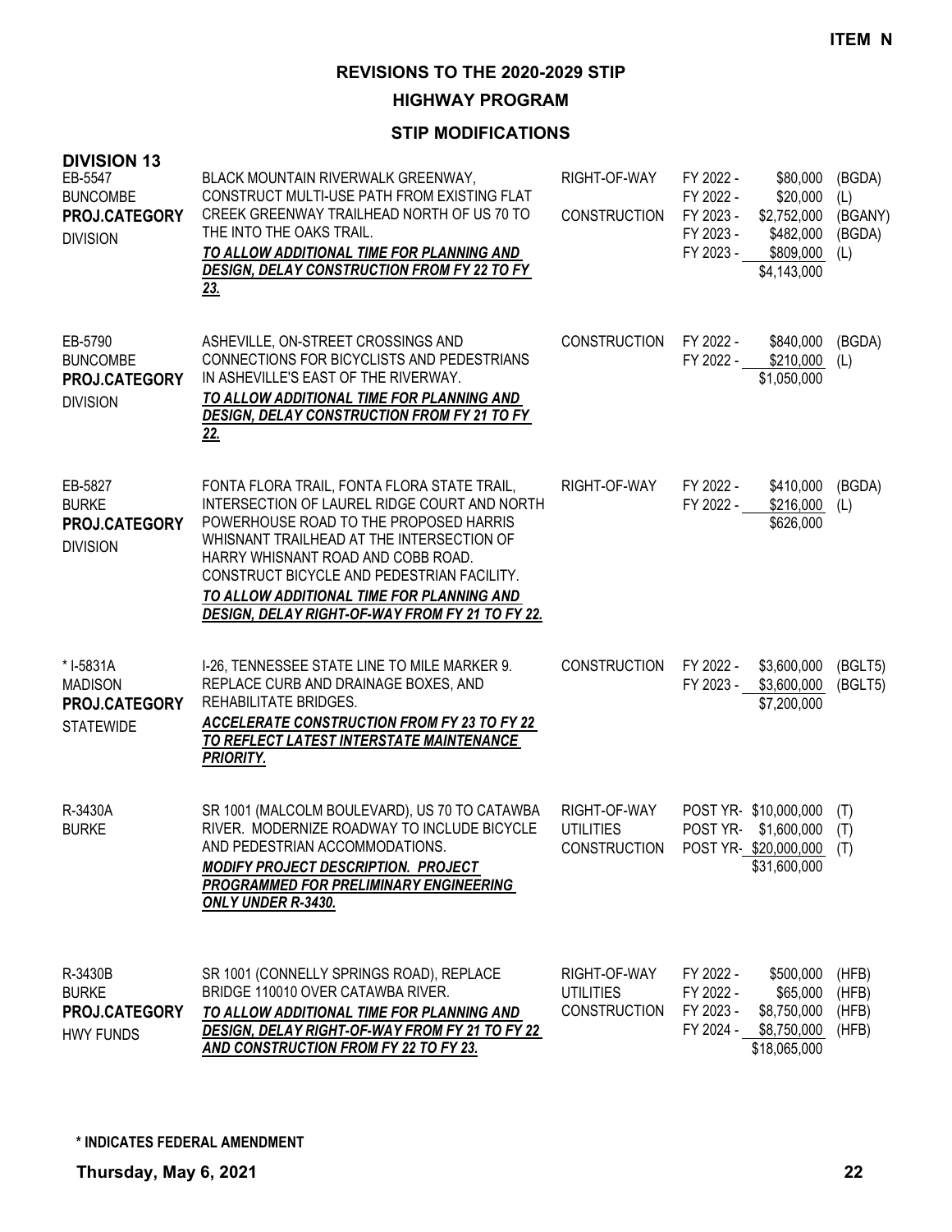ITEM N

# REVISIONS TO THE 2020-2029 STIP

## HIGHWAY PROGRAM

### STIP MODIFICATIONS

**DIVISION 13**

| Project | Description | Phase | Year | Amount | Fund |
|---|---|---|---|---|---|
| EB-5547<br>BUNCOMBE<br>**PROJ.CATEGORY**<br>DIVISION | BLACK MOUNTAIN RIVERWALK GREENWAY, CONSTRUCT MULTI-USE PATH FROM EXISTING FLAT CREEK GREENWAY TRAILHEAD NORTH OF US 70 TO THE INTO THE OAKS TRAIL.<br>***TO ALLOW ADDITIONAL TIME FOR PLANNING AND DESIGN, DELAY CONSTRUCTION FROM FY 22 TO FY 23.*** | RIGHT-OF-WAY | FY 2022 - | $80,000 | (BGDA) |
| | | | FY 2022 - | $20,000 | (L) |
| | | CONSTRUCTION | FY 2023 - | $2,752,000 | (BGANY) |
| | | | FY 2023 - | $482,000 | (BGDA) |
| | | | FY 2023 - | $809,000 | (L) |
| | | | | $4,143,000 | |
| EB-5790<br>BUNCOMBE<br>**PROJ.CATEGORY**<br>DIVISION | ASHEVILLE, ON-STREET CROSSINGS AND CONNECTIONS FOR BICYCLISTS AND PEDESTRIANS IN ASHEVILLE'S EAST OF THE RIVERWAY.<br>***TO ALLOW ADDITIONAL TIME FOR PLANNING AND DESIGN, DELAY CONSTRUCTION FROM FY 21 TO FY 22.*** | CONSTRUCTION | FY 2022 - | $840,000 | (BGDA) |
| | | | FY 2022 - | $210,000 | (L) |
| | | | | $1,050,000 | |
| EB-5827<br>BURKE<br>**PROJ.CATEGORY**<br>DIVISION | FONTA FLORA TRAIL, FONTA FLORA STATE TRAIL, INTERSECTION OF LAUREL RIDGE COURT AND NORTH POWERHOUSE ROAD TO THE PROPOSED HARRIS WHISNANT TRAILHEAD AT THE INTERSECTION OF HARRY WHISNANT ROAD AND COBB ROAD. CONSTRUCT BICYCLE AND PEDESTRIAN FACILITY.<br>***TO ALLOW ADDITIONAL TIME FOR PLANNING AND DESIGN, DELAY RIGHT-OF-WAY FROM FY 21 TO FY 22.*** | RIGHT-OF-WAY | FY 2022 - | $410,000 | (BGDA) |
| | | | FY 2022 - | $216,000 | (L) |
| | | | | $626,000 | |
| * I-5831A<br>MADISON<br>**PROJ.CATEGORY**<br>STATEWIDE | I-26, TENNESSEE STATE LINE TO MILE MARKER 9. REPLACE CURB AND DRAINAGE BOXES, AND REHABILITATE BRIDGES.<br>***ACCELERATE CONSTRUCTION FROM FY 23 TO FY 22 TO REFLECT LATEST INTERSTATE MAINTENANCE PRIORITY.*** | CONSTRUCTION | FY 2022 - | $3,600,000 | (BGLT5) |
| | | | FY 2023 - | $3,600,000 | (BGLT5) |
| | | | | $7,200,000 | |
| R-3430A<br>BURKE | SR 1001 (MALCOLM BOULEVARD), US 70 TO CATAWBA RIVER. MODERNIZE ROADWAY TO INCLUDE BICYCLE AND PEDESTRIAN ACCOMMODATIONS.<br>***MODIFY PROJECT DESCRIPTION. PROJECT PROGRAMMED FOR PRELIMINARY ENGINEERING ONLY UNDER R-3430.*** | RIGHT-OF-WAY | POST YR- | $10,000,000 | (T) |
| | | UTILITIES | POST YR- | $1,600,000 | (T) |
| | | CONSTRUCTION | POST YR- | $20,000,000 | (T) |
| | | | | $31,600,000 | |
| R-3430B<br>BURKE<br>**PROJ.CATEGORY**<br>HWY FUNDS | SR 1001 (CONNELLY SPRINGS ROAD), REPLACE BRIDGE 110010 OVER CATAWBA RIVER.<br>***TO ALLOW ADDITIONAL TIME FOR PLANNING AND DESIGN, DELAY RIGHT-OF-WAY FROM FY 21 TO FY 22 AND CONSTRUCTION FROM FY 22 TO FY 23.*** | RIGHT-OF-WAY | FY 2022 - | $500,000 | (HFB) |
| | | UTILITIES | FY 2022 - | $65,000 | (HFB) |
| | | CONSTRUCTION | FY 2023 - | $8,750,000 | (HFB) |
| | | | FY 2024 - | $8,750,000 | (HFB) |
| | | | | $18,065,000 | |

**\* INDICATES FEDERAL AMENDMENT**

**Thursday, May 6, 2021**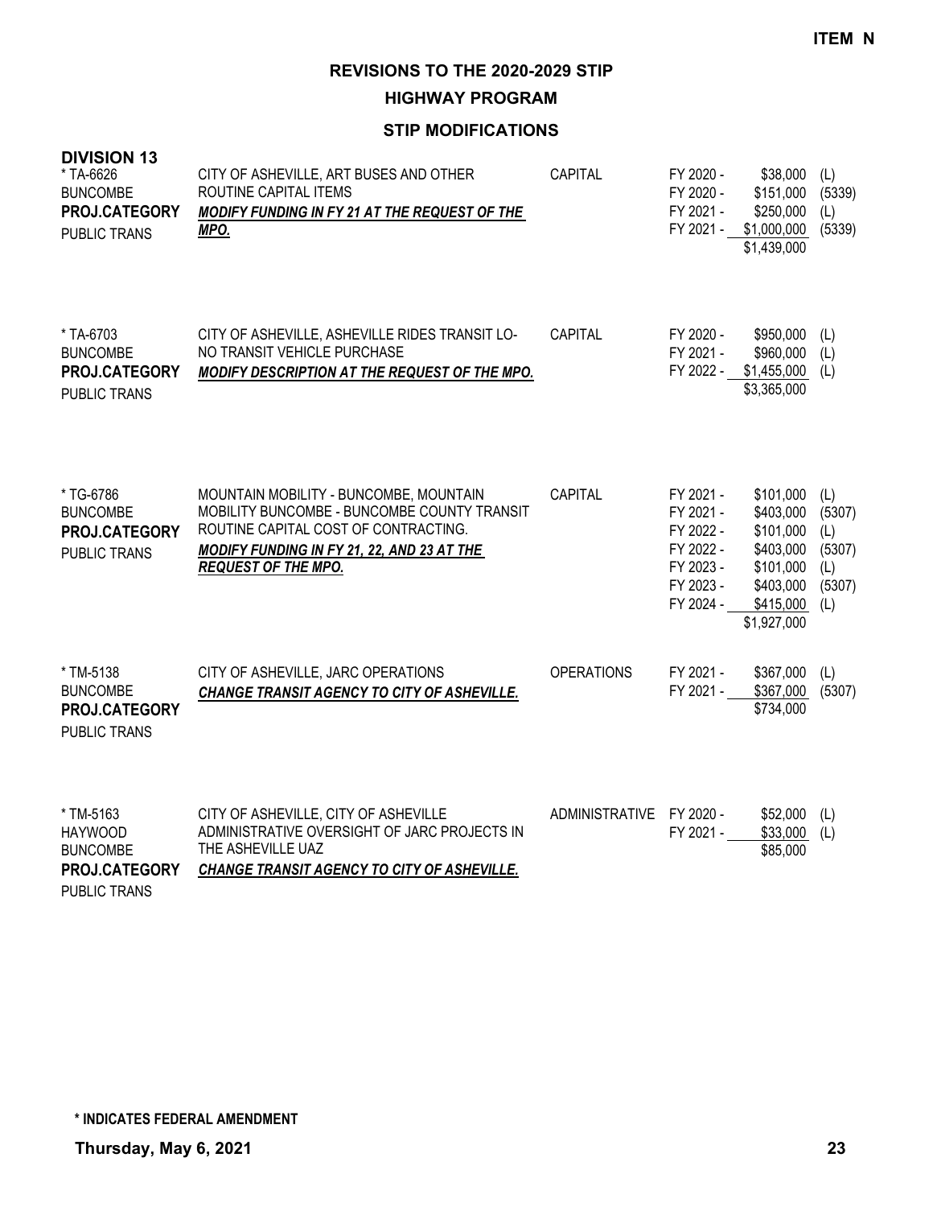ITEM N

# REVISIONS TO THE 2020-2029 STIP

## HIGHWAY PROGRAM

### STIP MODIFICATIONS

**DIVISION 13**

| Project | Description | Type | Fiscal Year | Amount | Source |
|---|---|---|---|---|---|
| * TA-6626<br>BUNCOMBE<br>**PROJ.CATEGORY**<br>PUBLIC TRANS | CITY OF ASHEVILLE, ART BUSES AND OTHER ROUTINE CAPITAL ITEMS<br>***MODIFY FUNDING IN FY 21 AT THE REQUEST OF THE MPO.*** | CAPITAL | FY 2020 -<br>FY 2020 -<br>FY 2021 -<br>FY 2021 - | $38,000<br>$151,000<br>$250,000<br>$1,000,000<br>$1,439,000 | (L)<br>(5339)<br>(L)<br>(5339) |
| * TA-6703<br>BUNCOMBE<br>**PROJ.CATEGORY**<br>PUBLIC TRANS | CITY OF ASHEVILLE, ASHEVILLE RIDES TRANSIT LO-NO TRANSIT VEHICLE PURCHASE<br>***MODIFY DESCRIPTION AT THE REQUEST OF THE MPO.*** | CAPITAL | FY 2020 -<br>FY 2021 -<br>FY 2022 - | $950,000<br>$960,000<br>$1,455,000<br>$3,365,000 | (L)<br>(L)<br>(L) |
| * TG-6786<br>BUNCOMBE<br>**PROJ.CATEGORY**<br>PUBLIC TRANS | MOUNTAIN MOBILITY - BUNCOMBE, MOUNTAIN MOBILITY BUNCOMBE - BUNCOMBE COUNTY TRANSIT ROUTINE CAPITAL COST OF CONTRACTING.<br>***MODIFY FUNDING IN FY 21, 22, AND 23 AT THE REQUEST OF THE MPO.*** | CAPITAL | FY 2021 -<br>FY 2021 -<br>FY 2022 -<br>FY 2022 -<br>FY 2023 -<br>FY 2023 -<br>FY 2024 - | $101,000<br>$403,000<br>$101,000<br>$403,000<br>$101,000<br>$403,000<br>$415,000<br>$1,927,000 | (L)<br>(5307)<br>(L)<br>(5307)<br>(L)<br>(5307)<br>(L) |
| * TM-5138<br>BUNCOMBE<br>**PROJ.CATEGORY**<br>PUBLIC TRANS | CITY OF ASHEVILLE, JARC OPERATIONS<br>***CHANGE TRANSIT AGENCY TO CITY OF ASHEVILLE.*** | OPERATIONS | FY 2021 -<br>FY 2021 - | $367,000<br>$367,000<br>$734,000 | (L)<br>(5307) |
| * TM-5163<br>HAYWOOD<br>BUNCOMBE<br>**PROJ.CATEGORY**<br>PUBLIC TRANS | CITY OF ASHEVILLE, CITY OF ASHEVILLE ADMINISTRATIVE OVERSIGHT OF JARC PROJECTS IN THE ASHEVILLE UAZ<br>***CHANGE TRANSIT AGENCY TO CITY OF ASHEVILLE.*** | ADMINISTRATIVE | FY 2020 -<br>FY 2021 - | $52,000<br>$33,000<br>$85,000 | (L)<br>(L) |

**\* INDICATES FEDERAL AMENDMENT**

**Thursday, May 6, 2021**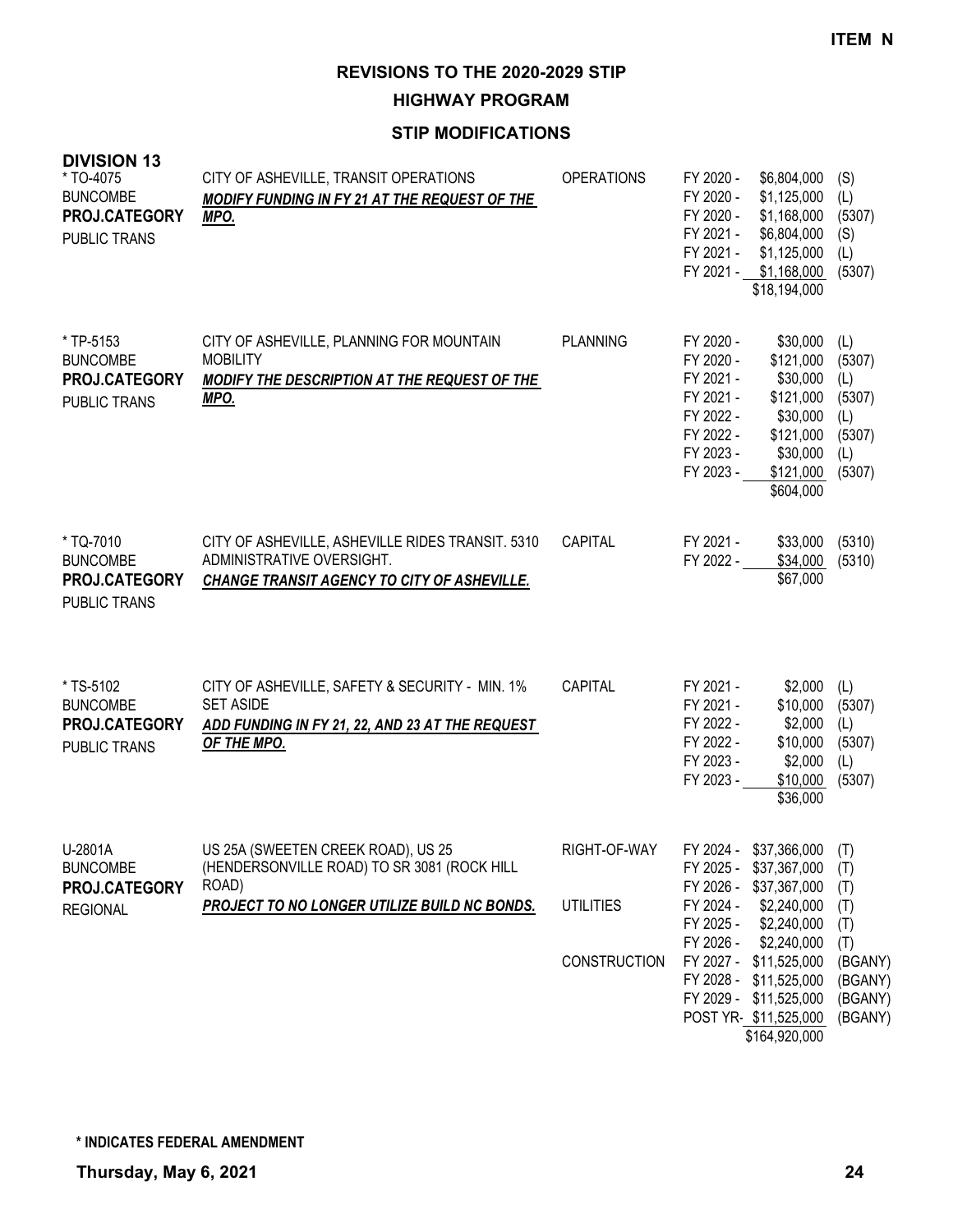ITEM N

# REVISIONS TO THE 2020-2029 STIP

## HIGHWAY PROGRAM

### STIP MODIFICATIONS

**DIVISION 13**

| Project | Description | Work Type | Fiscal Year | Amount | Source |
|---|---|---|---|---|---|
| * TO-4075<br>BUNCOMBE<br>**PROJ.CATEGORY**<br>PUBLIC TRANS | CITY OF ASHEVILLE, TRANSIT OPERATIONS<br>***MODIFY FUNDING IN FY 21 AT THE REQUEST OF THE MPO.*** | OPERATIONS | FY 2020 - | $6,804,000 | (S) |
| | | | FY 2020 - | $1,125,000 | (L) |
| | | | FY 2020 - | $1,168,000 | (5307) |
| | | | FY 2021 - | $6,804,000 | (S) |
| | | | FY 2021 - | $1,125,000 | (L) |
| | | | FY 2021 - | $1,168,000 | (5307) |
| | | | | $18,194,000 | |
| * TP-5153<br>BUNCOMBE<br>**PROJ.CATEGORY**<br>PUBLIC TRANS | CITY OF ASHEVILLE, PLANNING FOR MOUNTAIN MOBILITY<br>***MODIFY THE DESCRIPTION AT THE REQUEST OF THE MPO.*** | PLANNING | FY 2020 - | $30,000 | (L) |
| | | | FY 2020 - | $121,000 | (5307) |
| | | | FY 2021 - | $30,000 | (L) |
| | | | FY 2021 - | $121,000 | (5307) |
| | | | FY 2022 - | $30,000 | (L) |
| | | | FY 2022 - | $121,000 | (5307) |
| | | | FY 2023 - | $30,000 | (L) |
| | | | FY 2023 - | $121,000 | (5307) |
| | | | | $604,000 | |
| * TQ-7010<br>BUNCOMBE<br>**PROJ.CATEGORY**<br>PUBLIC TRANS | CITY OF ASHEVILLE, ASHEVILLE RIDES TRANSIT. 5310 ADMINISTRATIVE OVERSIGHT.<br>***CHANGE TRANSIT AGENCY TO CITY OF ASHEVILLE.*** | CAPITAL | FY 2021 - | $33,000 | (5310) |
| | | | FY 2022 - | $34,000 | (5310) |
| | | | | $67,000 | |
| * TS-5102<br>BUNCOMBE<br>**PROJ.CATEGORY**<br>PUBLIC TRANS | CITY OF ASHEVILLE, SAFETY & SECURITY - MIN. 1% SET ASIDE<br>***ADD FUNDING IN FY 21, 22, AND 23 AT THE REQUEST OF THE MPO.*** | CAPITAL | FY 2021 - | $2,000 | (L) |
| | | | FY 2021 - | $10,000 | (5307) |
| | | | FY 2022 - | $2,000 | (L) |
| | | | FY 2022 - | $10,000 | (5307) |
| | | | FY 2023 - | $2,000 | (L) |
| | | | FY 2023 - | $10,000 | (5307) |
| | | | | $36,000 | |
| U-2801A<br>BUNCOMBE<br>**PROJ.CATEGORY**<br>REGIONAL | US 25A (SWEETEN CREEK ROAD), US 25 (HENDERSONVILLE ROAD) TO SR 3081 (ROCK HILL ROAD)<br>***PROJECT TO NO LONGER UTILIZE BUILD NC BONDS.*** | RIGHT-OF-WAY | FY 2024 - | $37,366,000 | (T) |
| | | | FY 2025 - | $37,367,000 | (T) |
| | | | FY 2026 - | $37,367,000 | (T) |
| | | UTILITIES | FY 2024 - | $2,240,000 | (T) |
| | | | FY 2025 - | $2,240,000 | (T) |
| | | | FY 2026 - | $2,240,000 | (T) |
| | | CONSTRUCTION | FY 2027 - | $11,525,000 | (BGANY) |
| | | | FY 2028 - | $11,525,000 | (BGANY) |
| | | | FY 2029 - | $11,525,000 | (BGANY) |
| | | | POST YR- | $11,525,000 | (BGANY) |
| | | | | $164,920,000 | |

**\* INDICATES FEDERAL AMENDMENT**

**Thursday, May 6, 2021**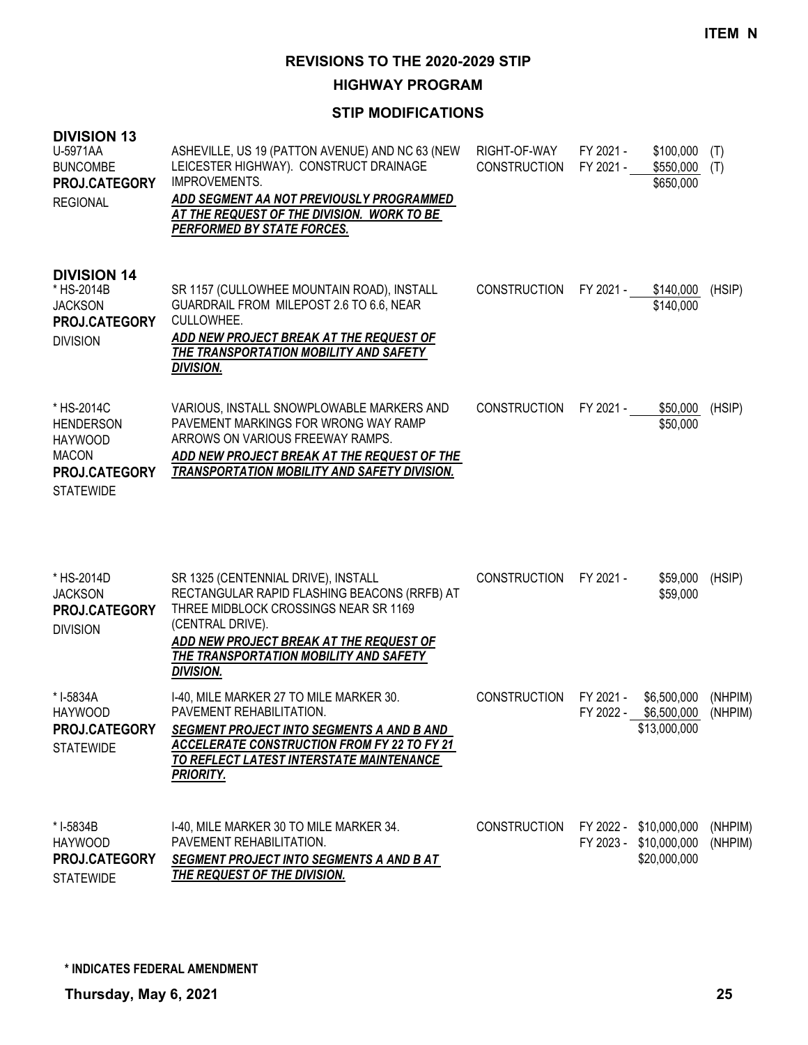**ITEM N**

## REVISIONS TO THE 2020-2029 STIP

### HIGHWAY PROGRAM

### STIP MODIFICATIONS

**DIVISION 13**

| Project | Description | Work Type | FY | Amount | Fund |
|---|---|---|---|---|---|
| U-5971AA<br>BUNCOMBE<br>**PROJ.CATEGORY**<br>REGIONAL | ASHEVILLE, US 19 (PATTON AVENUE) AND NC 63 (NEW LEICESTER HIGHWAY). CONSTRUCT DRAINAGE IMPROVEMENTS.<br>***ADD SEGMENT AA NOT PREVIOUSLY PROGRAMMED AT THE REQUEST OF THE DIVISION. WORK TO BE PERFORMED BY STATE FORCES.*** | RIGHT-OF-WAY<br>CONSTRUCTION | FY 2021 -<br>FY 2021 - | \$100,000<br>\$550,000<br>\$650,000 | (T)<br>(T) |

**DIVISION 14**

| Project | Description | Work Type | FY | Amount | Fund |
|---|---|---|---|---|---|
| * HS-2014B<br>JACKSON<br>**PROJ.CATEGORY**<br>DIVISION | SR 1157 (CULLOWHEE MOUNTAIN ROAD), INSTALL GUARDRAIL FROM MILEPOST 2.6 TO 6.6, NEAR CULLOWHEE.<br>***ADD NEW PROJECT BREAK AT THE REQUEST OF THE TRANSPORTATION MOBILITY AND SAFETY DIVISION.*** | CONSTRUCTION | FY 2021 - | \$140,000<br>\$140,000 | (HSIP) |
| * HS-2014C<br>HENDERSON<br>HAYWOOD<br>MACON<br>**PROJ.CATEGORY**<br>STATEWIDE | VARIOUS, INSTALL SNOWPLOWABLE MARKERS AND PAVEMENT MARKINGS FOR WRONG WAY RAMP ARROWS ON VARIOUS FREEWAY RAMPS.<br>***ADD NEW PROJECT BREAK AT THE REQUEST OF THE TRANSPORTATION MOBILITY AND SAFETY DIVISION.*** | CONSTRUCTION | FY 2021 - | \$50,000<br>\$50,000 | (HSIP) |
| * HS-2014D<br>JACKSON<br>**PROJ.CATEGORY**<br>DIVISION | SR 1325 (CENTENNIAL DRIVE), INSTALL RECTANGULAR RAPID FLASHING BEACONS (RRFB) AT THREE MIDBLOCK CROSSINGS NEAR SR 1169 (CENTRAL DRIVE).<br>***ADD NEW PROJECT BREAK AT THE REQUEST OF THE TRANSPORTATION MOBILITY AND SAFETY DIVISION.*** | CONSTRUCTION | FY 2021 - | \$59,000<br>\$59,000 | (HSIP) |
| * I-5834A<br>HAYWOOD<br>**PROJ.CATEGORY**<br>STATEWIDE | I-40, MILE MARKER 27 TO MILE MARKER 30. PAVEMENT REHABILITATION.<br>***SEGMENT PROJECT INTO SEGMENTS A AND B AND ACCELERATE CONSTRUCTION FROM FY 22 TO FY 21 TO REFLECT LATEST INTERSTATE MAINTENANCE PRIORITY.*** | CONSTRUCTION | FY 2021 -<br>FY 2022 - | \$6,500,000<br>\$6,500,000<br>\$13,000,000 | (NHPIM)<br>(NHPIM) |
| * I-5834B<br>HAYWOOD<br>**PROJ.CATEGORY**<br>STATEWIDE | I-40, MILE MARKER 30 TO MILE MARKER 34. PAVEMENT REHABILITATION.<br>***SEGMENT PROJECT INTO SEGMENTS A AND B AT THE REQUEST OF THE DIVISION.*** | CONSTRUCTION | FY 2022 -<br>FY 2023 - | \$10,000,000<br>\$10,000,000<br>\$20,000,000 | (NHPIM)<br>(NHPIM) |

**\* INDICATES FEDERAL AMENDMENT**

**Thursday, May 6, 2021**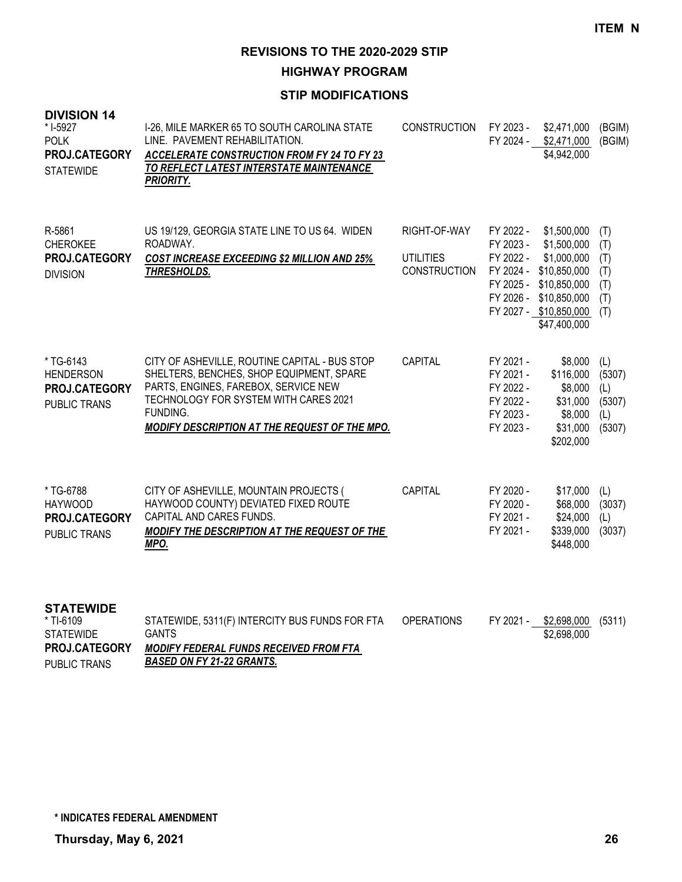**ITEM N**

# REVISIONS TO THE 2020-2029 STIP

## HIGHWAY PROGRAM

### STIP MODIFICATIONS

**DIVISION 14**

| Project | Description | Work Type | Fiscal Year | Amount | Fund |
|---|---|---|---|---|---|
| * I-5927<br>POLK<br>**PROJ.CATEGORY**<br>STATEWIDE | I-26, MILE MARKER 65 TO SOUTH CAROLINA STATE LINE. PAVEMENT REHABILITATION.<br>***ACCELERATE CONSTRUCTION FROM FY 24 TO FY 23 TO REFLECT LATEST INTERSTATE MAINTENANCE PRIORITY.*** | CONSTRUCTION | FY 2023 -<br>FY 2024 - | \$2,471,000<br>\$2,471,000<br>\$4,942,000 | (BGIM)<br>(BGIM) |
| R-5861<br>CHEROKEE<br>**PROJ.CATEGORY**<br>DIVISION | US 19/129, GEORGIA STATE LINE TO US 64. WIDEN ROADWAY.<br>***COST INCREASE EXCEEDING \$2 MILLION AND 25% THRESHOLDS.*** | RIGHT-OF-WAY<br><br>UTILITIES<br>CONSTRUCTION | FY 2022 -<br>FY 2023 -<br>FY 2022 -<br>FY 2024 -<br>FY 2025 -<br>FY 2026 -<br>FY 2027 - | \$1,500,000<br>\$1,500,000<br>\$1,000,000<br>\$10,850,000<br>\$10,850,000<br>\$10,850,000<br>\$10,850,000<br>\$47,400,000 | (T)<br>(T)<br>(T)<br>(T)<br>(T)<br>(T)<br>(T) |
| * TG-6143<br>HENDERSON<br>**PROJ.CATEGORY**<br>PUBLIC TRANS | CITY OF ASHEVILLE, ROUTINE CAPITAL - BUS STOP SHELTERS, BENCHES, SHOP EQUIPMENT, SPARE PARTS, ENGINES, FAREBOX, SERVICE NEW TECHNOLOGY FOR SYSTEM WITH CARES 2021 FUNDING.<br>***MODIFY DESCRIPTION AT THE REQUEST OF THE MPO.*** | CAPITAL | FY 2021 -<br>FY 2021 -<br>FY 2022 -<br>FY 2022 -<br>FY 2023 -<br>FY 2023 - | \$8,000<br>\$116,000<br>\$8,000<br>\$31,000<br>\$8,000<br>\$31,000<br>\$202,000 | (L)<br>(5307)<br>(L)<br>(5307)<br>(L)<br>(5307) |
| * TG-6788<br>HAYWOOD<br>**PROJ.CATEGORY**<br>PUBLIC TRANS | CITY OF ASHEVILLE, MOUNTAIN PROJECTS ( HAYWOOD COUNTY) DEVIATED FIXED ROUTE CAPITAL AND CARES FUNDS.<br>***MODIFY THE DESCRIPTION AT THE REQUEST OF THE MPO.*** | CAPITAL | FY 2020 -<br>FY 2020 -<br>FY 2021 -<br>FY 2021 - | \$17,000<br>\$68,000<br>\$24,000<br>\$339,000<br>\$448,000 | (L)<br>(3037)<br>(L)<br>(3037) |

**STATEWIDE**

| Project | Description | Work Type | Fiscal Year | Amount | Fund |
|---|---|---|---|---|---|
| * TI-6109<br>STATEWIDE<br>**PROJ.CATEGORY**<br>PUBLIC TRANS | STATEWIDE, 5311(F) INTERCITY BUS FUNDS FOR FTA GANTS<br>***MODIFY FEDERAL FUNDS RECEIVED FROM FTA BASED ON FY 21-22 GRANTS.*** | OPERATIONS | FY 2021 - | \$2,698,000<br>\$2,698,000 | (5311) |

**\* INDICATES FEDERAL AMENDMENT**

**Thursday, May 6, 2021**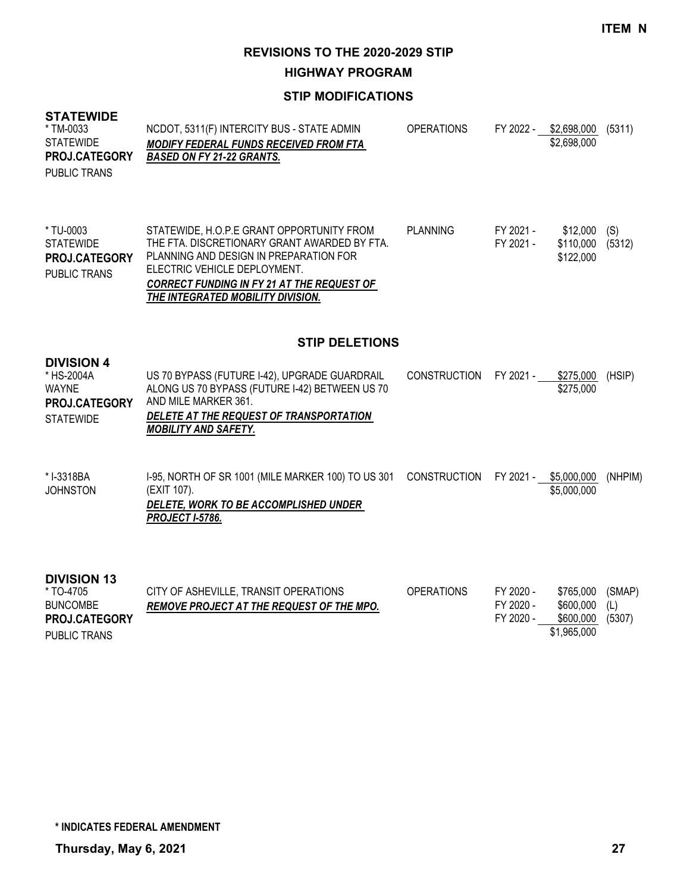**ITEM N**

# REVISIONS TO THE 2020-2029 STIP

## HIGHWAY PROGRAM

### STIP MODIFICATIONS

**STATEWIDE**

| | | | | | |
|---|---|---|---|---|---|
| * TM-0033<br>STATEWIDE<br>**PROJ.CATEGORY**<br>PUBLIC TRANS | NCDOT, 5311(F) INTERCITY BUS - STATE ADMIN<br>***MODIFY FEDERAL FUNDS RECEIVED FROM FTA BASED ON FY 21-22 GRANTS.*** | OPERATIONS | FY 2022 - | $2,698,000<br>$2,698,000 | (5311) |
| * TU-0003<br>STATEWIDE<br>**PROJ.CATEGORY**<br>PUBLIC TRANS | STATEWIDE, H.O.P.E GRANT OPPORTUNITY FROM THE FTA. DISCRETIONARY GRANT AWARDED BY FTA. PLANNING AND DESIGN IN PREPARATION FOR ELECTRIC VEHICLE DEPLOYMENT.<br>***CORRECT FUNDING IN FY 21 AT THE REQUEST OF THE INTEGRATED MOBILITY DIVISION.*** | PLANNING | FY 2021 -<br>FY 2021 - | $12,000<br>$110,000<br>$122,000 | (S)<br>(5312) |

### STIP DELETIONS

**DIVISION 4**

| | | | | | |
|---|---|---|---|---|---|
| * HS-2004A<br>WAYNE<br>**PROJ.CATEGORY**<br>STATEWIDE | US 70 BYPASS (FUTURE I-42), UPGRADE GUARDRAIL ALONG US 70 BYPASS (FUTURE I-42) BETWEEN US 70 AND MILE MARKER 361.<br>***DELETE AT THE REQUEST OF TRANSPORTATION MOBILITY AND SAFETY.*** | CONSTRUCTION | FY 2021 - | $275,000<br>$275,000 | (HSIP) |
| * I-3318BA<br>JOHNSTON | I-95, NORTH OF SR 1001 (MILE MARKER 100) TO US 301 (EXIT 107).<br>***DELETE, WORK TO BE ACCOMPLISHED UNDER PROJECT I-5786.*** | CONSTRUCTION | FY 2021 - | $5,000,000<br>$5,000,000 | (NHPIM) |

**DIVISION 13**

| | | | | | |
|---|---|---|---|---|---|
| * TO-4705<br>BUNCOMBE<br>**PROJ.CATEGORY**<br>PUBLIC TRANS | CITY OF ASHEVILLE, TRANSIT OPERATIONS<br>***REMOVE PROJECT AT THE REQUEST OF THE MPO.*** | OPERATIONS | FY 2020 -<br>FY 2020 -<br>FY 2020 - | $765,000<br>$600,000<br>$600,000<br>$1,965,000 | (SMAP)<br>(L)<br>(5307) |

**\* INDICATES FEDERAL AMENDMENT**

**Thursday, May 6, 2021**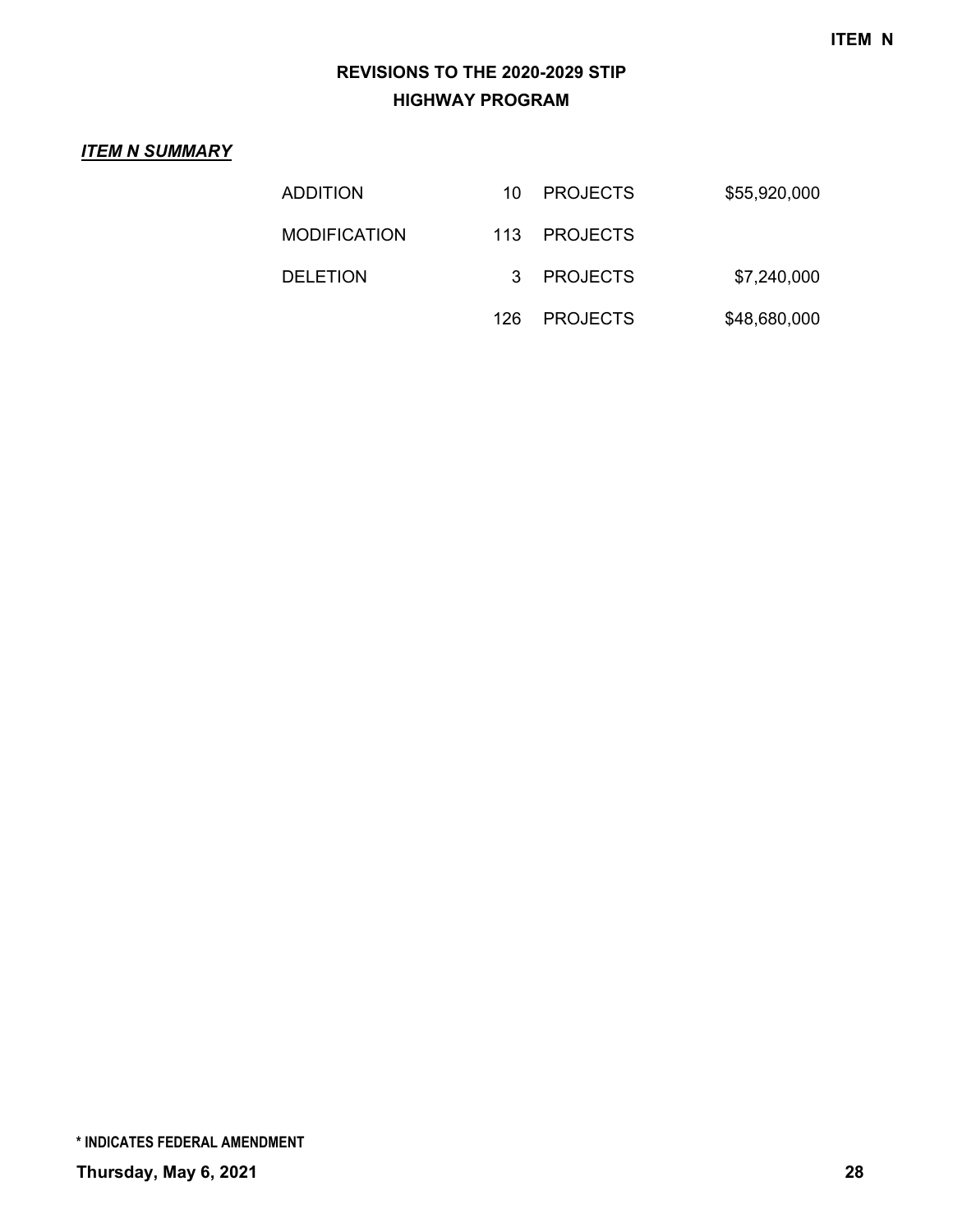**ITEM N**

## REVISIONS TO THE 2020-2029 STIP
## HIGHWAY PROGRAM

***ITEM N SUMMARY***

| | | | |
|---|---|---|---|
| ADDITION | 10 | PROJECTS | $55,920,000 |
| MODIFICATION | 113 | PROJECTS | |
| DELETION | 3 | PROJECTS | $7,240,000 |
| | 126 | PROJECTS | $48,680,000 |

**\* INDICATES FEDERAL AMENDMENT**

**Thursday, May 6, 2021**